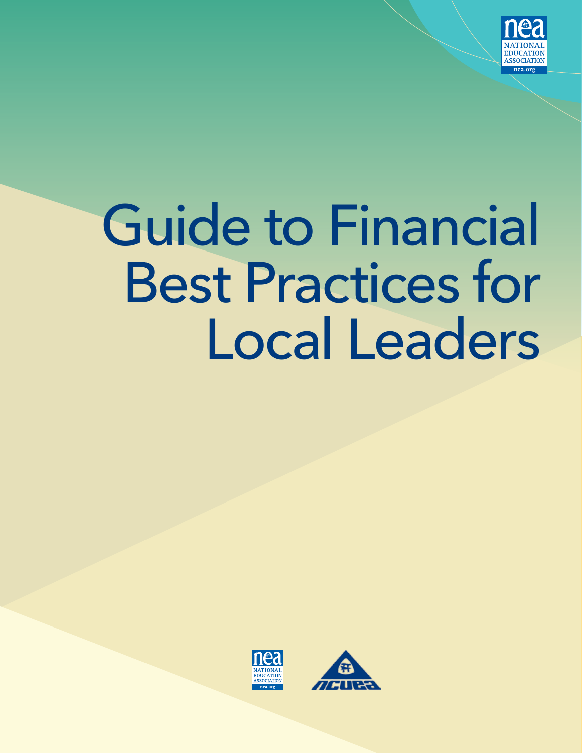# Guide to Financial Best Practices for Local Leaders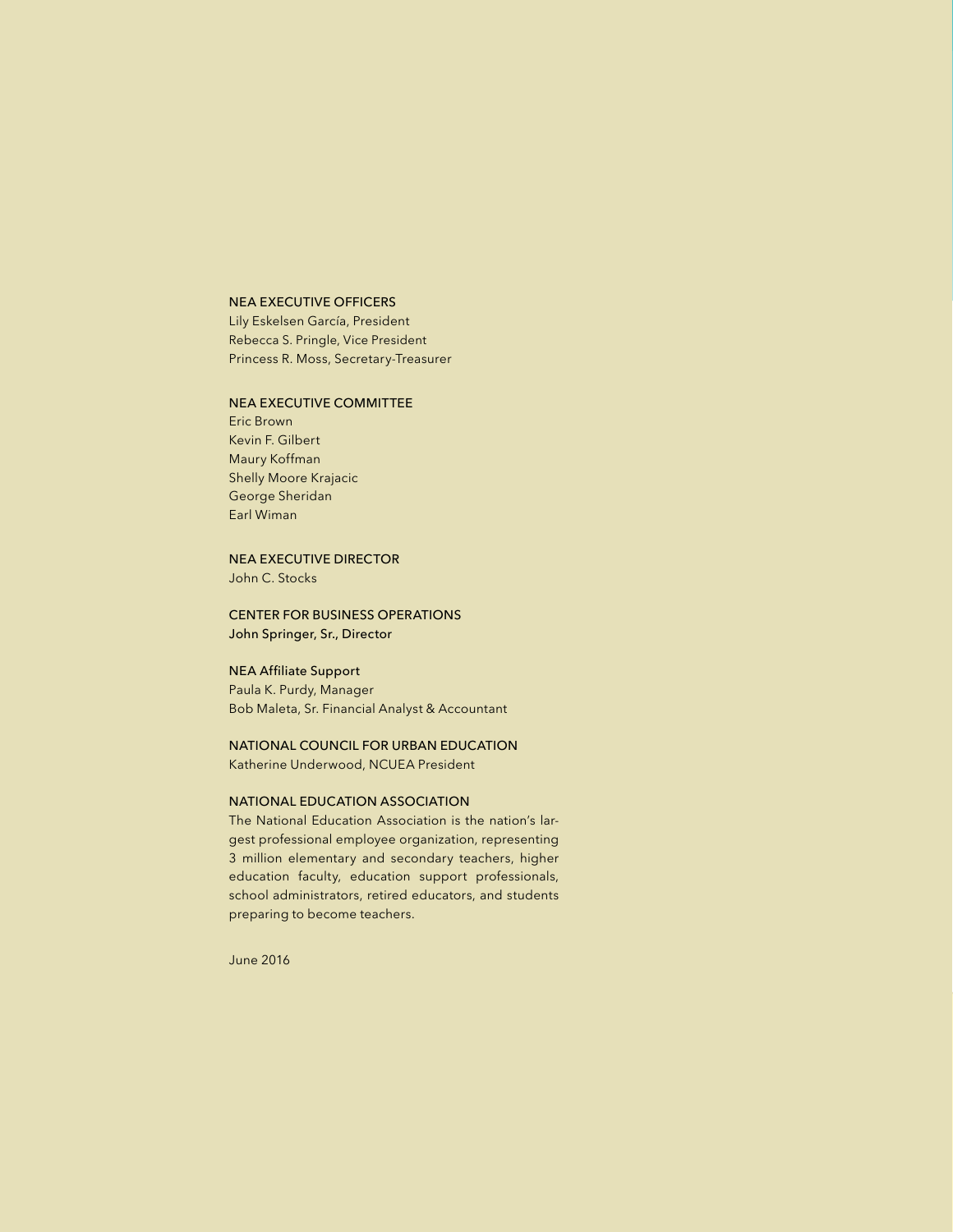NEA EXECUTIVE OFFICERS
Lily Eskelsen García, President
Rebecca S. Pringle, Vice President
Princess R. Moss, Secretary-Treasurer

NEA EXECUTIVE COMMITTEE
Eric Brown
Kevin F. Gilbert
Maury Koffman
Shelly Moore Krajacic
George Sheridan
Earl Wiman

NEA EXECUTIVE DIRECTOR
John C. Stocks

CENTER FOR BUSINESS OPERATIONS
John Springer, Sr., Director

NEA Affiliate Support
Paula K. Purdy, Manager
Bob Maleta, Sr. Financial Analyst & Accountant

NATIONAL COUNCIL FOR URBAN EDUCATION
Katherine Underwood, NCUEA President

NATIONAL EDUCATION ASSOCIATION
The National Education Association is the nation's largest professional employee organization, representing 3 million elementary and secondary teachers, higher education faculty, education support professionals, school administrators, retired educators, and students preparing to become teachers.

June 2016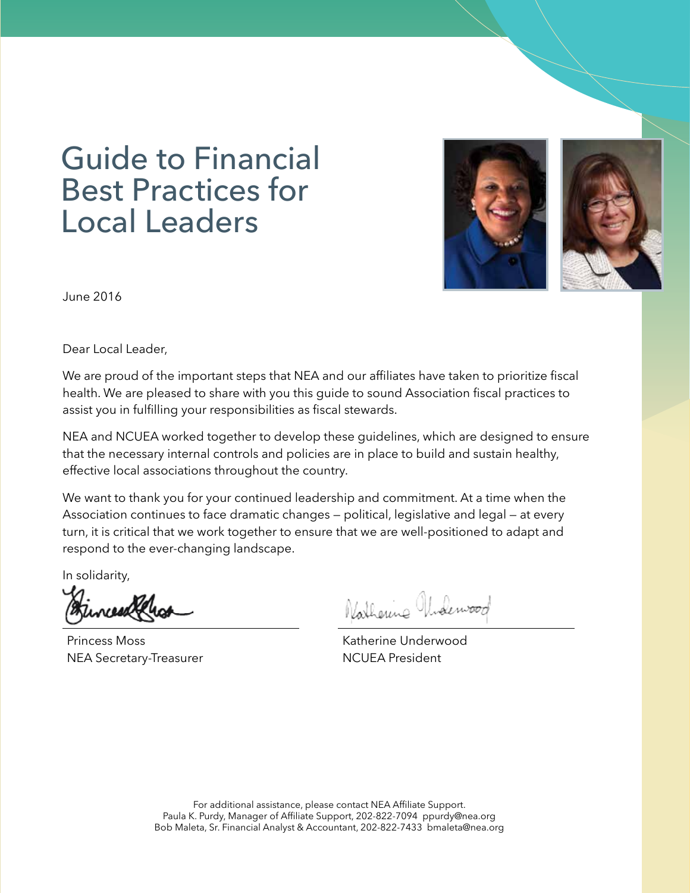# Guide to Financial Best Practices for Local Leaders

June 2016

Dear Local Leader,

We are proud of the important steps that NEA and our affiliates have taken to prioritize fiscal health. We are pleased to share with you this guide to sound Association fiscal practices to assist you in fulfilling your responsibilities as fiscal stewards.

NEA and NCUEA worked together to develop these guidelines, which are designed to ensure that the necessary internal controls and policies are in place to build and sustain healthy, effective local associations throughout the country.

We want to thank you for your continued leadership and commitment. At a time when the Association continues to face dramatic changes — political, legislative and legal — at every turn, it is critical that we work together to ensure that we are well-positioned to adapt and respond to the ever-changing landscape.

In solidarity,

Princess Moss
NEA Secretary-Treasurer

Katherine Underwood
NCUEA President

For additional assistance, please contact NEA Affiliate Support.
Paula K. Purdy, Manager of Affiliate Support, 202-822-7094 ppurdy@nea.org
Bob Maleta, Sr. Financial Analyst & Accountant, 202-822-7433 bmaleta@nea.org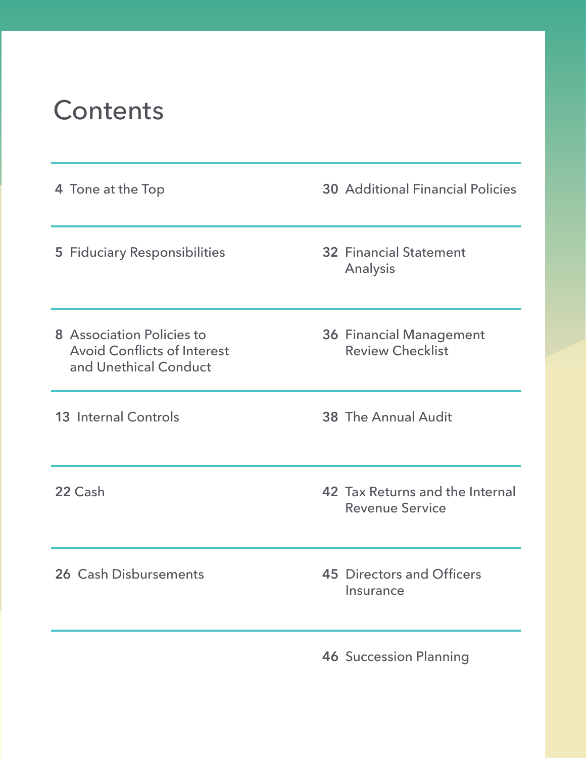# Contents

- 4 Tone at the Top
- 5 Fiduciary Responsibilities
- 8 Association Policies to Avoid Conflicts of Interest and Unethical Conduct
- 13 Internal Controls
- 22 Cash
- 26 Cash Disbursements
- 30 Additional Financial Policies
- 32 Financial Statement Analysis
- 36 Financial Management Review Checklist
- 38 The Annual Audit
- 42 Tax Returns and the Internal Revenue Service
- 45 Directors and Officers Insurance
- 46 Succession Planning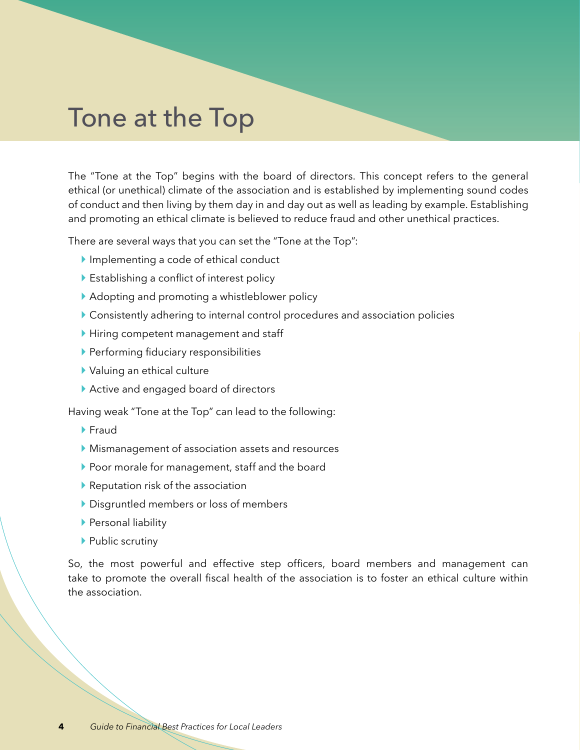# Tone at the Top

The "Tone at the Top" begins with the board of directors. This concept refers to the general ethical (or unethical) climate of the association and is established by implementing sound codes of conduct and then living by them day in and day out as well as leading by example. Establishing and promoting an ethical climate is believed to reduce fraud and other unethical practices.

There are several ways that you can set the "Tone at the Top":

- Implementing a code of ethical conduct
- Establishing a conflict of interest policy
- Adopting and promoting a whistleblower policy
- Consistently adhering to internal control procedures and association policies
- Hiring competent management and staff
- Performing fiduciary responsibilities
- Valuing an ethical culture
- Active and engaged board of directors

Having weak "Tone at the Top" can lead to the following:

- Fraud
- Mismanagement of association assets and resources
- Poor morale for management, staff and the board
- Reputation risk of the association
- Disgruntled members or loss of members
- Personal liability
- Public scrutiny

So, the most powerful and effective step officers, board members and management can take to promote the overall fiscal health of the association is to foster an ethical culture within the association.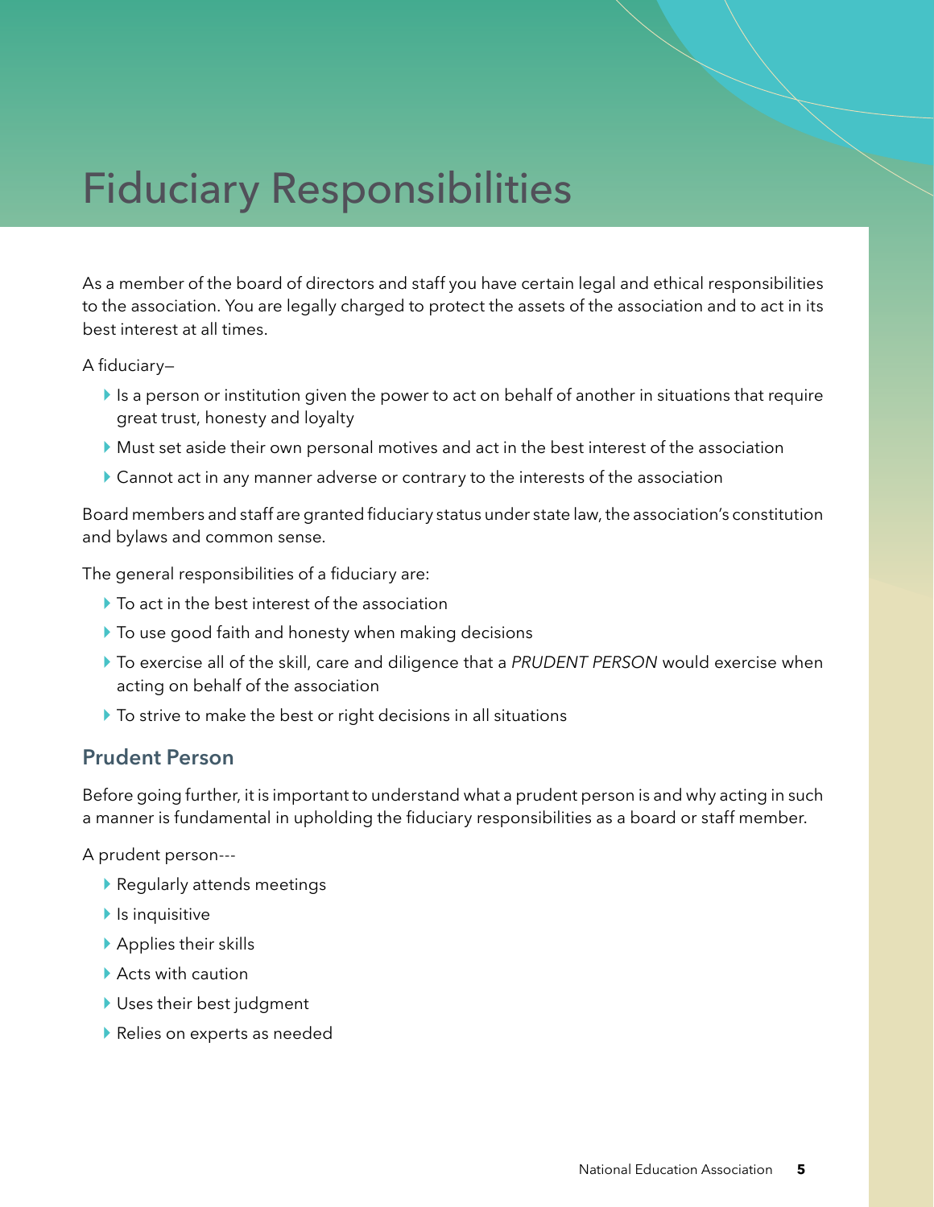# Fiduciary Responsibilities

As a member of the board of directors and staff you have certain legal and ethical responsibilities to the association. You are legally charged to protect the assets of the association and to act in its best interest at all times.

A fiduciary—

- Is a person or institution given the power to act on behalf of another in situations that require great trust, honesty and loyalty
- Must set aside their own personal motives and act in the best interest of the association
- Cannot act in any manner adverse or contrary to the interests of the association

Board members and staff are granted fiduciary status under state law, the association's constitution and bylaws and common sense.

The general responsibilities of a fiduciary are:

- To act in the best interest of the association
- To use good faith and honesty when making decisions
- To exercise all of the skill, care and diligence that a *PRUDENT PERSON* would exercise when acting on behalf of the association
- To strive to make the best or right decisions in all situations

## Prudent Person

Before going further, it is important to understand what a prudent person is and why acting in such a manner is fundamental in upholding the fiduciary responsibilities as a board or staff member.

A prudent person---

- Regularly attends meetings
- Is inquisitive
- Applies their skills
- Acts with caution
- Uses their best judgment
- Relies on experts as needed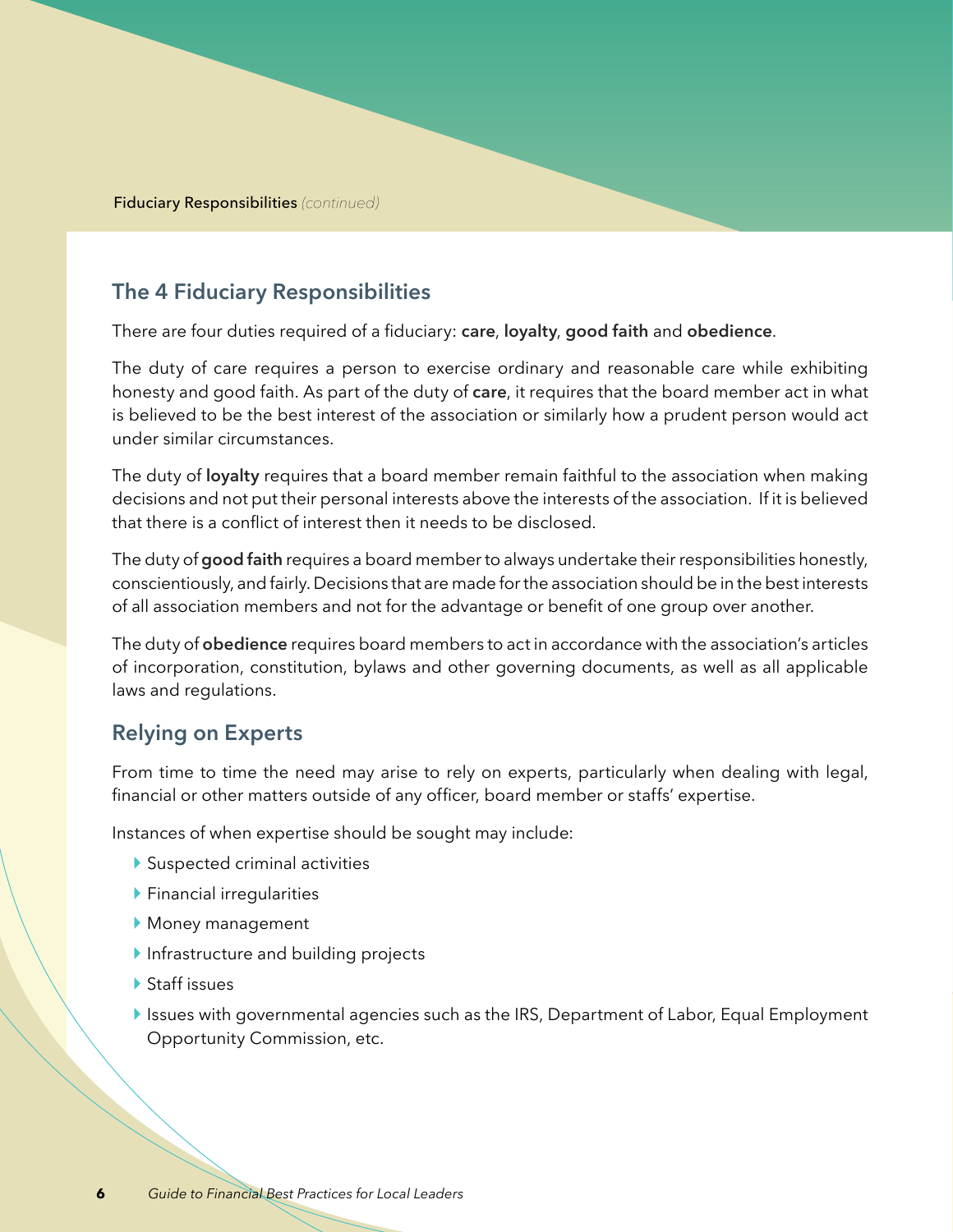## The 4 Fiduciary Responsibilities

There are four duties required of a fiduciary: **care**, **loyalty**, **good faith** and **obedience**.

The duty of care requires a person to exercise ordinary and reasonable care while exhibiting honesty and good faith. As part of the duty of **care**, it requires that the board member act in what is believed to be the best interest of the association or similarly how a prudent person would act under similar circumstances.

The duty of **loyalty** requires that a board member remain faithful to the association when making decisions and not put their personal interests above the interests of the association. If it is believed that there is a conflict of interest then it needs to be disclosed.

The duty of **good faith** requires a board member to always undertake their responsibilities honestly, conscientiously, and fairly. Decisions that are made for the association should be in the best interests of all association members and not for the advantage or benefit of one group over another.

The duty of **obedience** requires board members to act in accordance with the association's articles of incorporation, constitution, bylaws and other governing documents, as well as all applicable laws and regulations.

## Relying on Experts

From time to time the need may arise to rely on experts, particularly when dealing with legal, financial or other matters outside of any officer, board member or staffs' expertise.

Instances of when expertise should be sought may include:

- Suspected criminal activities
- Financial irregularities
- Money management
- Infrastructure and building projects
- Staff issues
- Issues with governmental agencies such as the IRS, Department of Labor, Equal Employment Opportunity Commission, etc.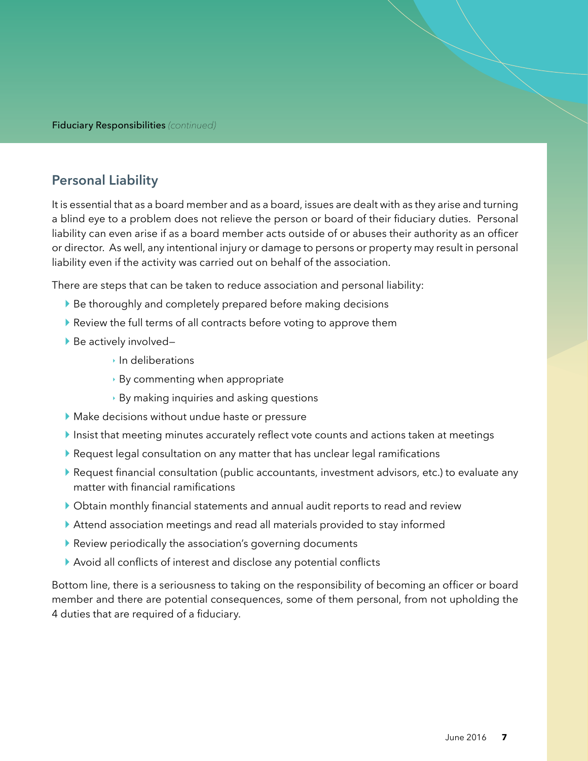## Personal Liability

It is essential that as a board member and as a board, issues are dealt with as they arise and turning a blind eye to a problem does not relieve the person or board of their fiduciary duties. Personal liability can even arise if as a board member acts outside of or abuses their authority as an officer or director. As well, any intentional injury or damage to persons or property may result in personal liability even if the activity was carried out on behalf of the association.

There are steps that can be taken to reduce association and personal liability:

- Be thoroughly and completely prepared before making decisions
- Review the full terms of all contracts before voting to approve them
- Be actively involved–
  - In deliberations
  - By commenting when appropriate
  - By making inquiries and asking questions
- Make decisions without undue haste or pressure
- Insist that meeting minutes accurately reflect vote counts and actions taken at meetings
- Request legal consultation on any matter that has unclear legal ramifications
- Request financial consultation (public accountants, investment advisors, etc.) to evaluate any matter with financial ramifications
- Obtain monthly financial statements and annual audit reports to read and review
- Attend association meetings and read all materials provided to stay informed
- Review periodically the association's governing documents
- Avoid all conflicts of interest and disclose any potential conflicts

Bottom line, there is a seriousness to taking on the responsibility of becoming an officer or board member and there are potential consequences, some of them personal, from not upholding the 4 duties that are required of a fiduciary.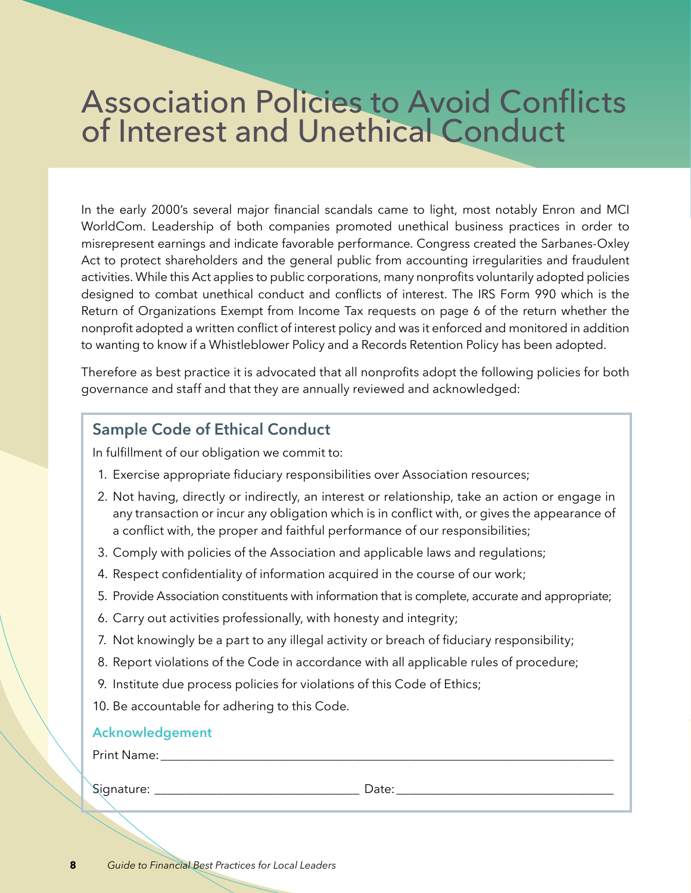# Association Policies to Avoid Conflicts of Interest and Unethical Conduct

In the early 2000's several major financial scandals came to light, most notably Enron and MCI WorldCom. Leadership of both companies promoted unethical business practices in order to misrepresent earnings and indicate favorable performance. Congress created the Sarbanes-Oxley Act to protect shareholders and the general public from accounting irregularities and fraudulent activities. While this Act applies to public corporations, many nonprofits voluntarily adopted policies designed to combat unethical conduct and conflicts of interest. The IRS Form 990 which is the Return of Organizations Exempt from Income Tax requests on page 6 of the return whether the nonprofit adopted a written conflict of interest policy and was it enforced and monitored in addition to wanting to know if a Whistleblower Policy and a Records Retention Policy has been adopted.

Therefore as best practice it is advocated that all nonprofits adopt the following policies for both governance and staff and that they are annually reviewed and acknowledged:

## Sample Code of Ethical Conduct

In fulfillment of our obligation we commit to:

1. Exercise appropriate fiduciary responsibilities over Association resources;
2. Not having, directly or indirectly, an interest or relationship, take an action or engage in any transaction or incur any obligation which is in conflict with, or gives the appearance of a conflict with, the proper and faithful performance of our responsibilities;
3. Comply with policies of the Association and applicable laws and regulations;
4. Respect confidentiality of information acquired in the course of our work;
5. Provide Association constituents with information that is complete, accurate and appropriate;
6. Carry out activities professionally, with honesty and integrity;
7. Not knowingly be a part to any illegal activity or breach of fiduciary responsibility;
8. Report violations of the Code in accordance with all applicable rules of procedure;
9. Institute due process policies for violations of this Code of Ethics;
10. Be accountable for adhering to this Code.

### Acknowledgement

Print Name: ___________________________________________

Signature: ____________________________ Date: ____________________________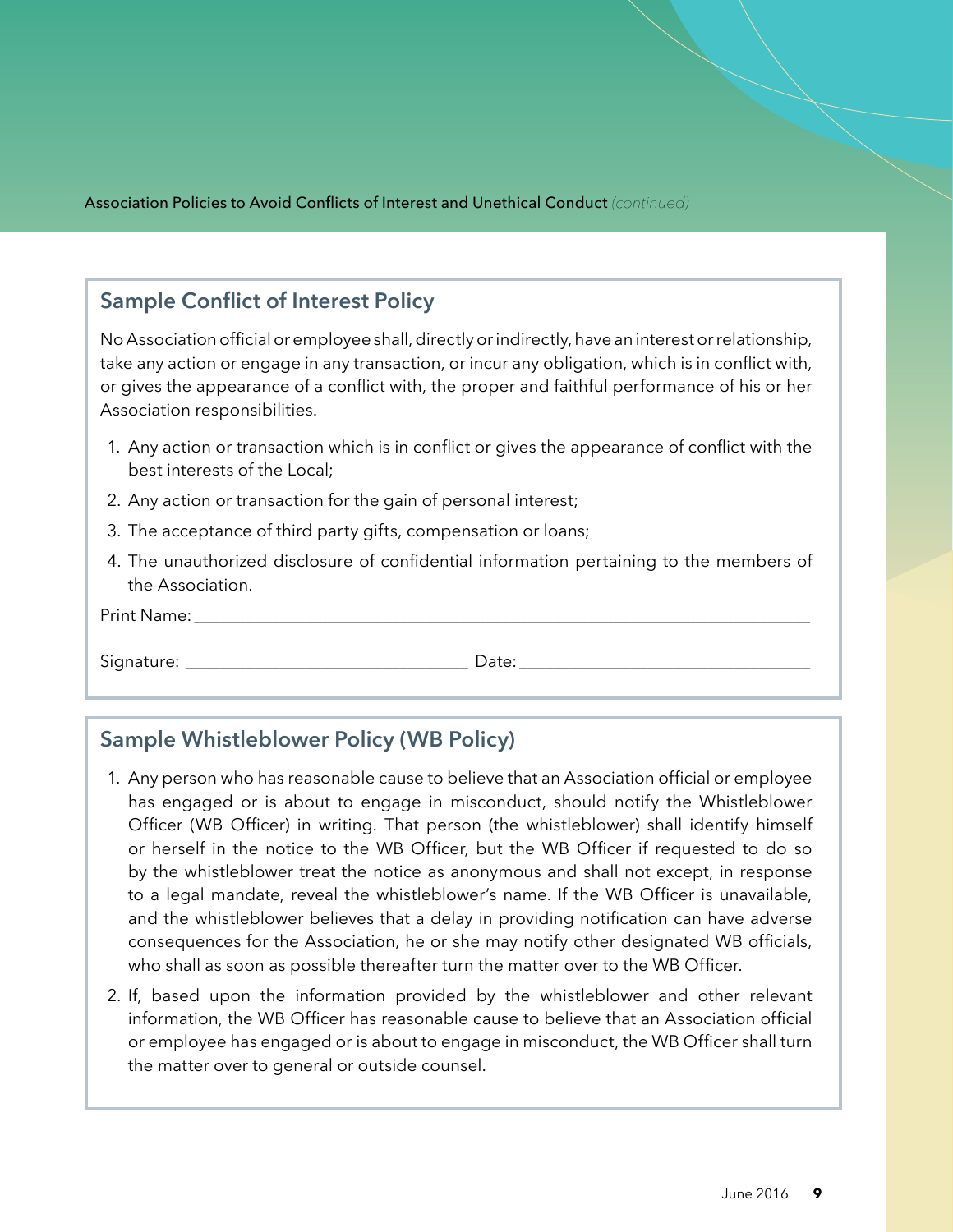## Sample Conflict of Interest Policy

No Association official or employee shall, directly or indirectly, have an interest or relationship, take any action or engage in any transaction, or incur any obligation, which is in conflict with, or gives the appearance of a conflict with, the proper and faithful performance of his or her Association responsibilities.

1. Any action or transaction which is in conflict or gives the appearance of conflict with the best interests of the Local;
2. Any action or transaction for the gain of personal interest;
3. The acceptance of third party gifts, compensation or loans;
4. The unauthorized disclosure of confidential information pertaining to the members of the Association.

Print Name: ______________________________________________________________________

Signature: ________________________________ Date: _________________________________

## Sample Whistleblower Policy (WB Policy)

1. Any person who has reasonable cause to believe that an Association official or employee has engaged or is about to engage in misconduct, should notify the Whistleblower Officer (WB Officer) in writing. That person (the whistleblower) shall identify himself or herself in the notice to the WB Officer, but the WB Officer if requested to do so by the whistleblower treat the notice as anonymous and shall not except, in response to a legal mandate, reveal the whistleblower's name. If the WB Officer is unavailable, and the whistleblower believes that a delay in providing notification can have adverse consequences for the Association, he or she may notify other designated WB officials, who shall as soon as possible thereafter turn the matter over to the WB Officer.
2. If, based upon the information provided by the whistleblower and other relevant information, the WB Officer has reasonable cause to believe that an Association official or employee has engaged or is about to engage in misconduct, the WB Officer shall turn the matter over to general or outside counsel.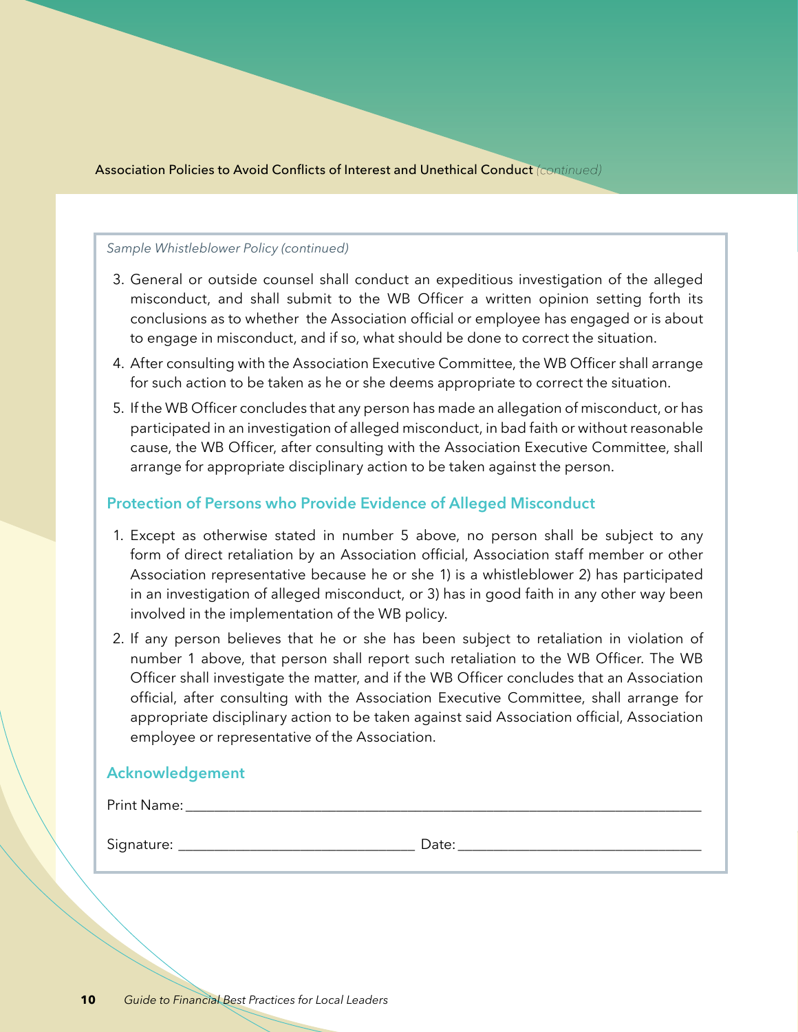*Sample Whistleblower Policy (continued)*

3. General or outside counsel shall conduct an expeditious investigation of the alleged misconduct, and shall submit to the WB Officer a written opinion setting forth its conclusions as to whether the Association official or employee has engaged or is about to engage in misconduct, and if so, what should be done to correct the situation.
4. After consulting with the Association Executive Committee, the WB Officer shall arrange for such action to be taken as he or she deems appropriate to correct the situation.
5. If the WB Officer concludes that any person has made an allegation of misconduct, or has participated in an investigation of alleged misconduct, in bad faith or without reasonable cause, the WB Officer, after consulting with the Association Executive Committee, shall arrange for appropriate disciplinary action to be taken against the person.

### Protection of Persons who Provide Evidence of Alleged Misconduct

1. Except as otherwise stated in number 5 above, no person shall be subject to any form of direct retaliation by an Association official, Association staff member or other Association representative because he or she 1) is a whistleblower 2) has participated in an investigation of alleged misconduct, or 3) has in good faith in any other way been involved in the implementation of the WB policy.
2. If any person believes that he or she has been subject to retaliation in violation of number 1 above, that person shall report such retaliation to the WB Officer. The WB Officer shall investigate the matter, and if the WB Officer concludes that an Association official, after consulting with the Association Executive Committee, shall arrange for appropriate disciplinary action to be taken against said Association official, Association employee or representative of the Association.

### Acknowledgement

Print Name: ____________________________________________

Signature: ______________________ Date: ______________________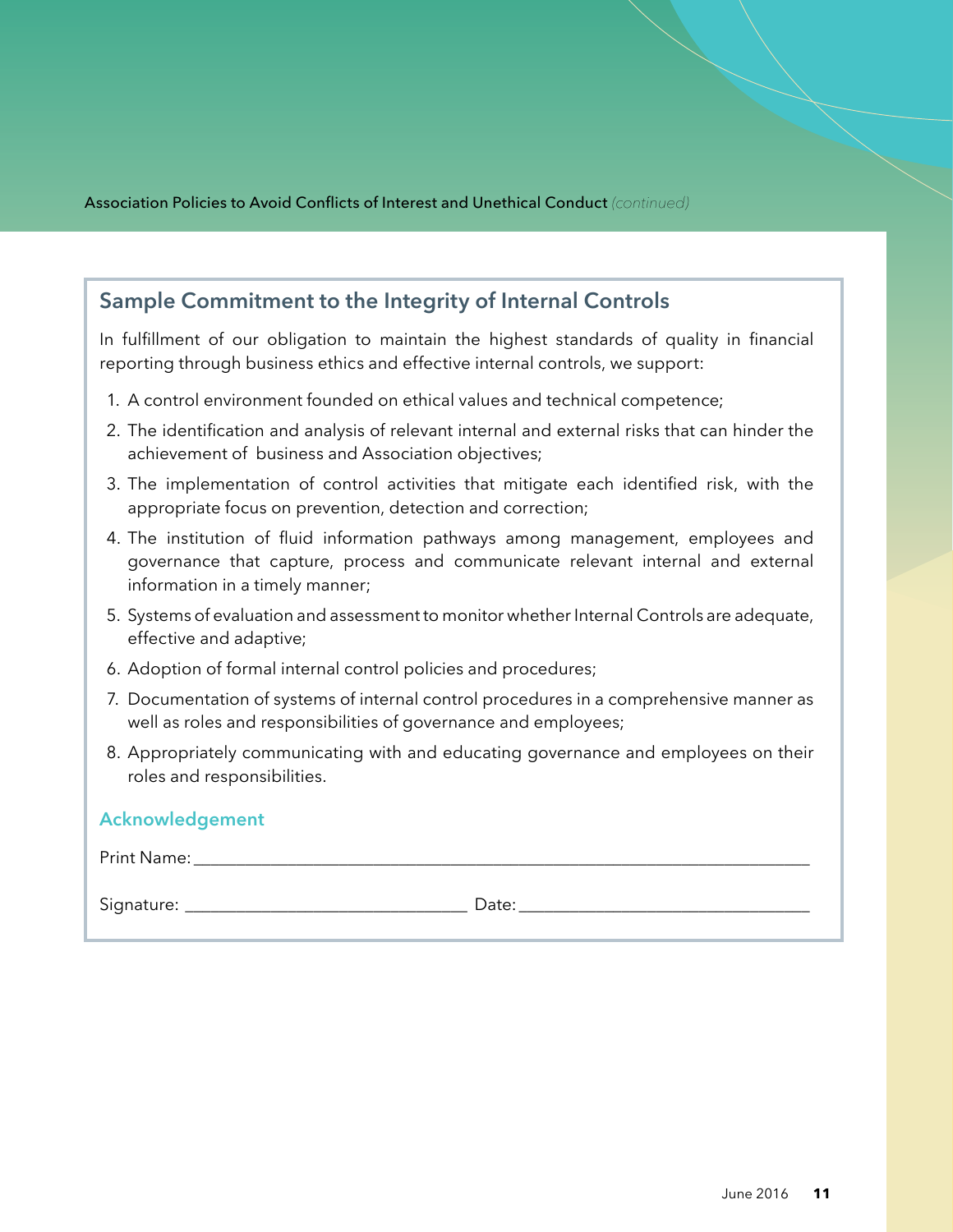## Sample Commitment to the Integrity of Internal Controls

In fulfillment of our obligation to maintain the highest standards of quality in financial reporting through business ethics and effective internal controls, we support:

1. A control environment founded on ethical values and technical competence;
2. The identification and analysis of relevant internal and external risks that can hinder the achievement of business and Association objectives;
3. The implementation of control activities that mitigate each identified risk, with the appropriate focus on prevention, detection and correction;
4. The institution of fluid information pathways among management, employees and governance that capture, process and communicate relevant internal and external information in a timely manner;
5. Systems of evaluation and assessment to monitor whether Internal Controls are adequate, effective and adaptive;
6. Adoption of formal internal control policies and procedures;
7. Documentation of systems of internal control procedures in a comprehensive manner as well as roles and responsibilities of governance and employees;
8. Appropriately communicating with and educating governance and employees on their roles and responsibilities.

### Acknowledgement

Print Name: ______________________________________________________________________

Signature: ________________________________ Date: _________________________________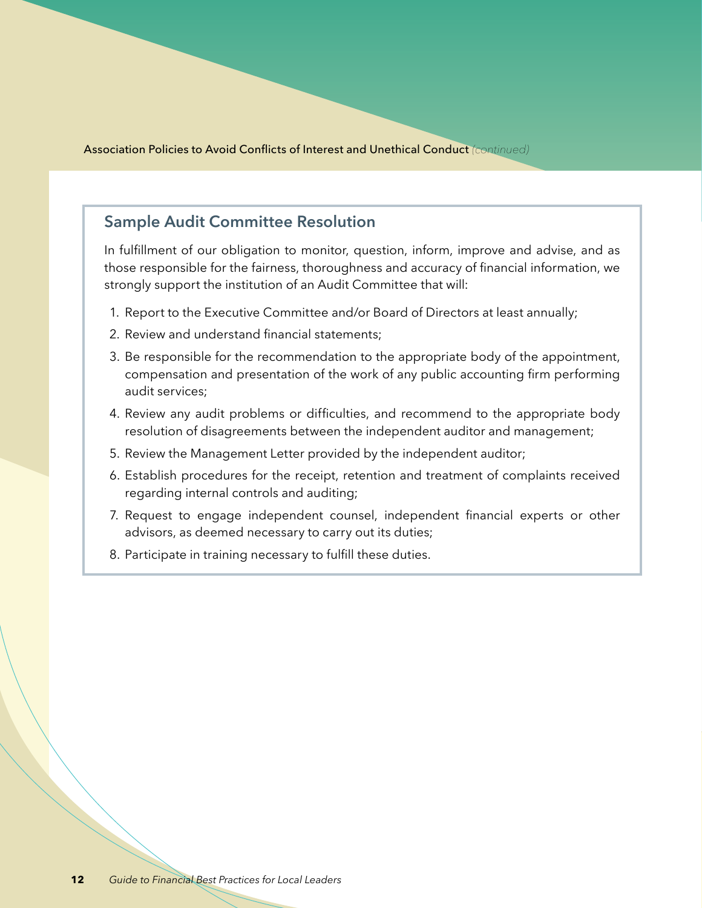## Sample Audit Committee Resolution

In fulfillment of our obligation to monitor, question, inform, improve and advise, and as those responsible for the fairness, thoroughness and accuracy of financial information, we strongly support the institution of an Audit Committee that will:

1. Report to the Executive Committee and/or Board of Directors at least annually;
2. Review and understand financial statements;
3. Be responsible for the recommendation to the appropriate body of the appointment, compensation and presentation of the work of any public accounting firm performing audit services;
4. Review any audit problems or difficulties, and recommend to the appropriate body resolution of disagreements between the independent auditor and management;
5. Review the Management Letter provided by the independent auditor;
6. Establish procedures for the receipt, retention and treatment of complaints received regarding internal controls and auditing;
7. Request to engage independent counsel, independent financial experts or other advisors, as deemed necessary to carry out its duties;
8. Participate in training necessary to fulfill these duties.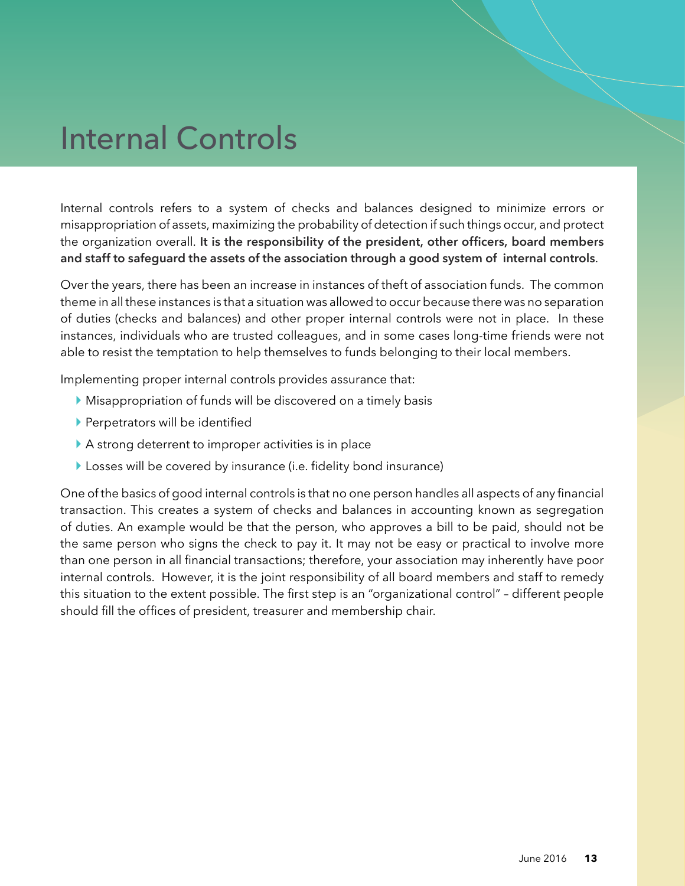# Internal Controls

Internal controls refers to a system of checks and balances designed to minimize errors or misappropriation of assets, maximizing the probability of detection if such things occur, and protect the organization overall. **It is the responsibility of the president, other officers, board members and staff to safeguard the assets of the association through a good system of internal controls**.

Over the years, there has been an increase in instances of theft of association funds. The common theme in all these instances is that a situation was allowed to occur because there was no separation of duties (checks and balances) and other proper internal controls were not in place. In these instances, individuals who are trusted colleagues, and in some cases long-time friends were not able to resist the temptation to help themselves to funds belonging to their local members.

Implementing proper internal controls provides assurance that:

- Misappropriation of funds will be discovered on a timely basis
- Perpetrators will be identified
- A strong deterrent to improper activities is in place
- Losses will be covered by insurance (i.e. fidelity bond insurance)

One of the basics of good internal controls is that no one person handles all aspects of any financial transaction. This creates a system of checks and balances in accounting known as segregation of duties. An example would be that the person, who approves a bill to be paid, should not be the same person who signs the check to pay it. It may not be easy or practical to involve more than one person in all financial transactions; therefore, your association may inherently have poor internal controls. However, it is the joint responsibility of all board members and staff to remedy this situation to the extent possible. The first step is an "organizational control" – different people should fill the offices of president, treasurer and membership chair.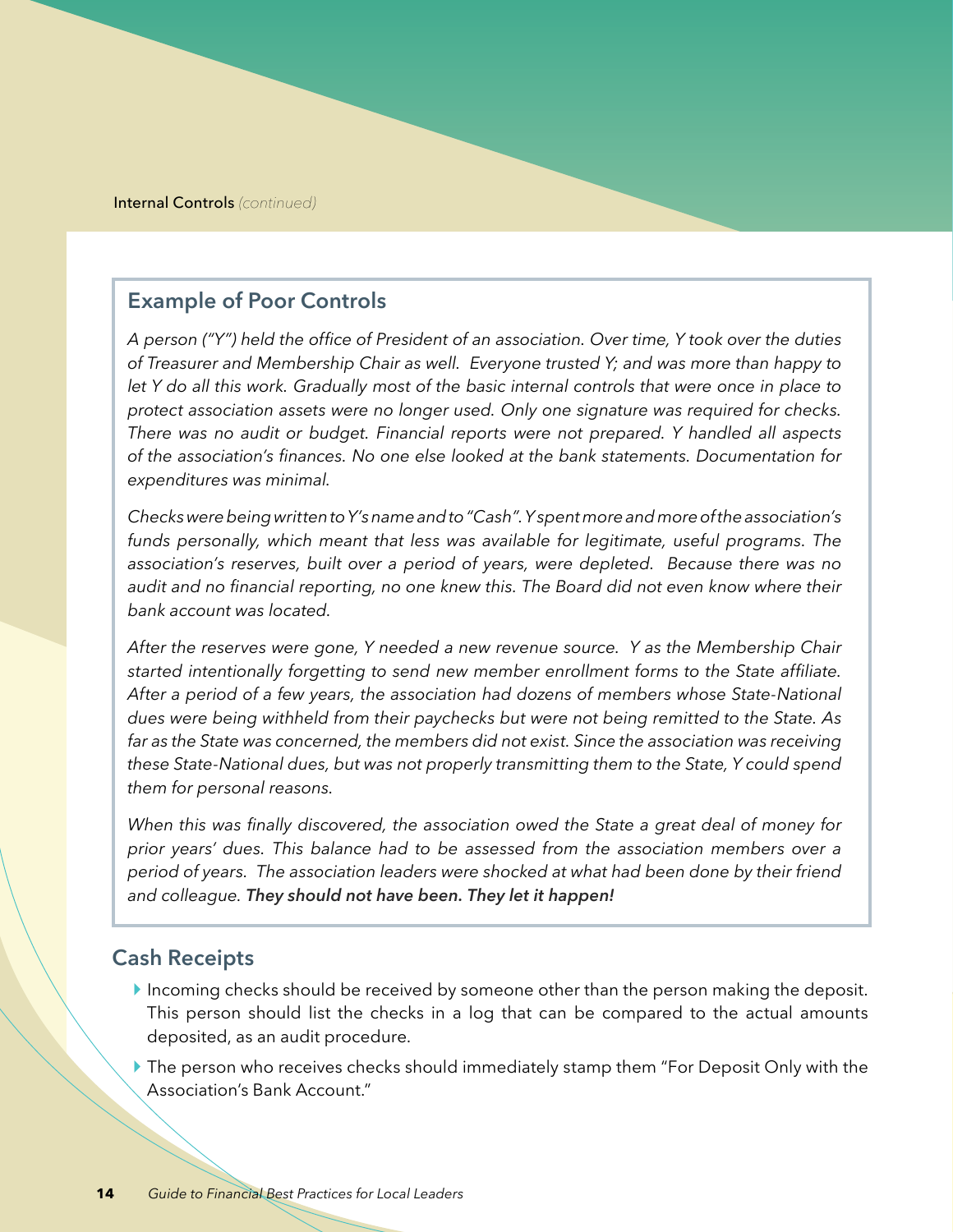## Example of Poor Controls

*A person ("Y") held the office of President of an association. Over time, Y took over the duties of Treasurer and Membership Chair as well. Everyone trusted Y; and was more than happy to let Y do all this work. Gradually most of the basic internal controls that were once in place to protect association assets were no longer used. Only one signature was required for checks. There was no audit or budget. Financial reports were not prepared. Y handled all aspects of the association's finances. No one else looked at the bank statements. Documentation for expenditures was minimal.*

*Checks were being written to Y's name and to "Cash". Y spent more and more of the association's funds personally, which meant that less was available for legitimate, useful programs. The association's reserves, built over a period of years, were depleted. Because there was no audit and no financial reporting, no one knew this. The Board did not even know where their bank account was located.*

*After the reserves were gone, Y needed a new revenue source. Y as the Membership Chair started intentionally forgetting to send new member enrollment forms to the State affiliate. After a period of a few years, the association had dozens of members whose State-National dues were being withheld from their paychecks but were not being remitted to the State. As far as the State was concerned, the members did not exist. Since the association was receiving these State-National dues, but was not properly transmitting them to the State, Y could spend them for personal reasons.*

*When this was finally discovered, the association owed the State a great deal of money for prior years' dues. This balance had to be assessed from the association members over a period of years. The association leaders were shocked at what had been done by their friend and colleague.* ***They should not have been. They let it happen!***

## Cash Receipts

- Incoming checks should be received by someone other than the person making the deposit. This person should list the checks in a log that can be compared to the actual amounts deposited, as an audit procedure.
- The person who receives checks should immediately stamp them "For Deposit Only with the Association's Bank Account."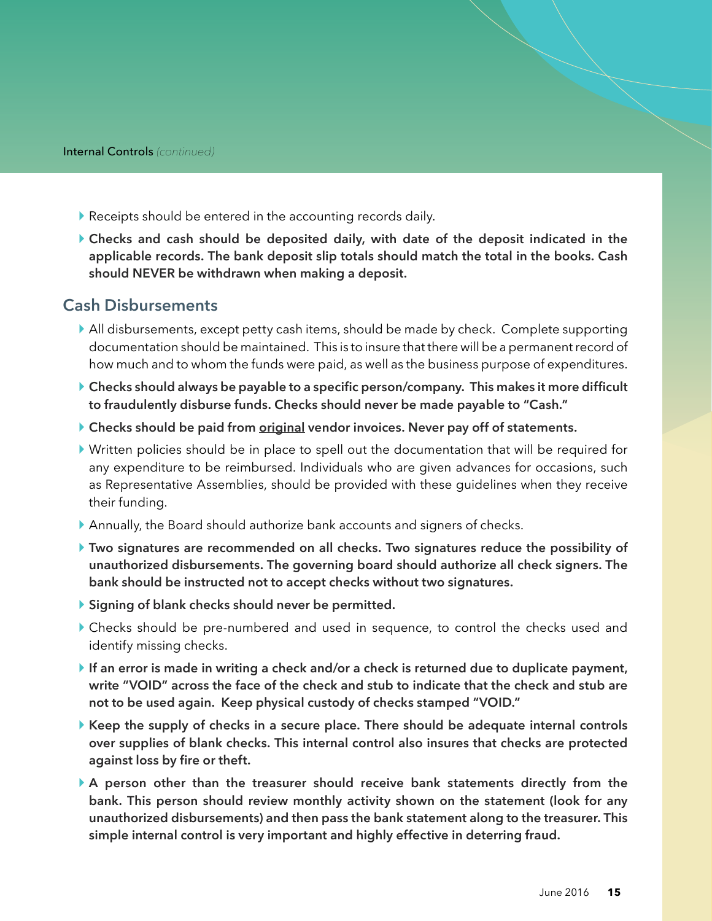- Receipts should be entered in the accounting records daily.
- **Checks and cash should be deposited daily, with date of the deposit indicated in the applicable records. The bank deposit slip totals should match the total in the books. Cash should NEVER be withdrawn when making a deposit.**

## Cash Disbursements

- All disbursements, except petty cash items, should be made by check. Complete supporting documentation should be maintained. This is to insure that there will be a permanent record of how much and to whom the funds were paid, as well as the business purpose of expenditures.
- **Checks should always be payable to a specific person/company. This makes it more difficult to fraudulently disburse funds. Checks should never be made payable to "Cash."**
- **Checks should be paid from <u>original</u> vendor invoices. Never pay off of statements.**
- Written policies should be in place to spell out the documentation that will be required for any expenditure to be reimbursed. Individuals who are given advances for occasions, such as Representative Assemblies, should be provided with these guidelines when they receive their funding.
- Annually, the Board should authorize bank accounts and signers of checks.
- **Two signatures are recommended on all checks. Two signatures reduce the possibility of unauthorized disbursements. The governing board should authorize all check signers. The bank should be instructed not to accept checks without two signatures.**
- **Signing of blank checks should never be permitted.**
- Checks should be pre-numbered and used in sequence, to control the checks used and identify missing checks.
- **If an error is made in writing a check and/or a check is returned due to duplicate payment, write "VOID" across the face of the check and stub to indicate that the check and stub are not to be used again. Keep physical custody of checks stamped "VOID."**
- **Keep the supply of checks in a secure place. There should be adequate internal controls over supplies of blank checks. This internal control also insures that checks are protected against loss by fire or theft.**
- **A person other than the treasurer should receive bank statements directly from the bank. This person should review monthly activity shown on the statement (look for any unauthorized disbursements) and then pass the bank statement along to the treasurer. This simple internal control is very important and highly effective in deterring fraud.**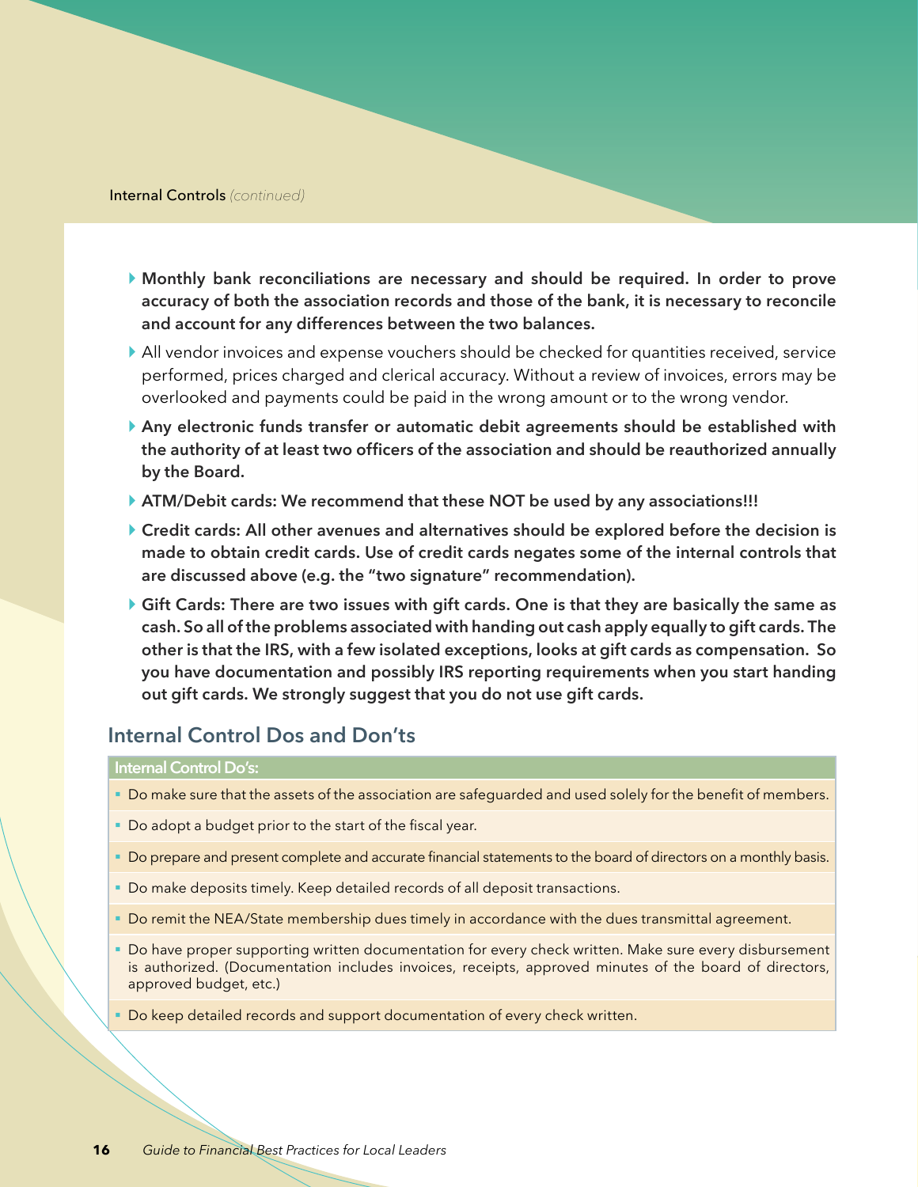Internal Controls *(continued)*

- **Monthly bank reconciliations are necessary and should be required. In order to prove accuracy of both the association records and those of the bank, it is necessary to reconcile and account for any differences between the two balances.**
- All vendor invoices and expense vouchers should be checked for quantities received, service performed, prices charged and clerical accuracy. Without a review of invoices, errors may be overlooked and payments could be paid in the wrong amount or to the wrong vendor.
- **Any electronic funds transfer or automatic debit agreements should be established with the authority of at least two officers of the association and should be reauthorized annually by the Board.**
- **ATM/Debit cards: We recommend that these NOT be used by any associations!!!**
- **Credit cards: All other avenues and alternatives should be explored before the decision is made to obtain credit cards. Use of credit cards negates some of the internal controls that are discussed above (e.g. the "two signature" recommendation).**
- **Gift Cards: There are two issues with gift cards. One is that they are basically the same as cash. So all of the problems associated with handing out cash apply equally to gift cards. The other is that the IRS, with a few isolated exceptions, looks at gift cards as compensation. So you have documentation and possibly IRS reporting requirements when you start handing out gift cards. We strongly suggest that you do not use gift cards.**

## Internal Control Dos and Don'ts

| Internal Control Do's: |
| --- |
| Do make sure that the assets of the association are safeguarded and used solely for the benefit of members. |
| Do adopt a budget prior to the start of the fiscal year. |
| Do prepare and present complete and accurate financial statements to the board of directors on a monthly basis. |
| Do make deposits timely. Keep detailed records of all deposit transactions. |
| Do remit the NEA/State membership dues timely in accordance with the dues transmittal agreement. |
| Do have proper supporting written documentation for every check written. Make sure every disbursement is authorized. (Documentation includes invoices, receipts, approved minutes of the board of directors, approved budget, etc.) |
| Do keep detailed records and support documentation of every check written. |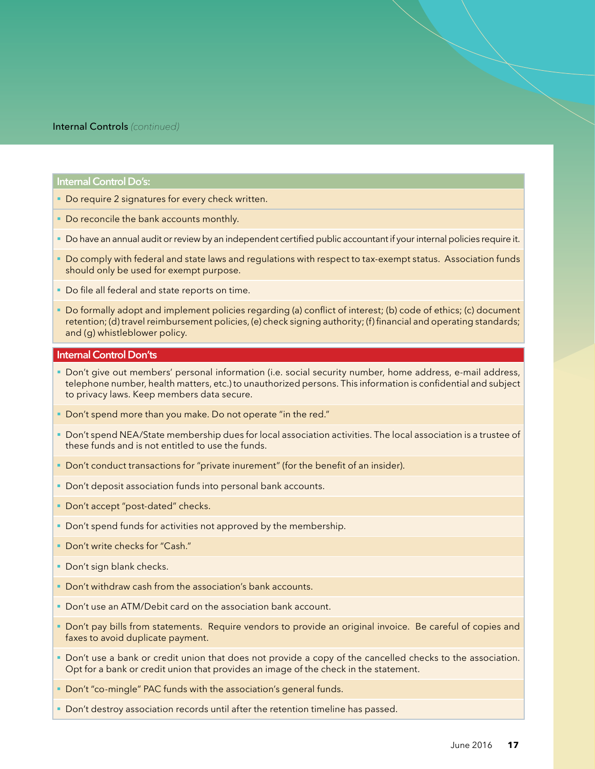## Internal Controls *(continued)*

### Internal Control Do's:

- Do require 2 signatures for every check written.
- Do reconcile the bank accounts monthly.
- Do have an annual audit or review by an independent certified public accountant if your internal policies require it.
- Do comply with federal and state laws and regulations with respect to tax-exempt status. Association funds should only be used for exempt purpose.
- Do file all federal and state reports on time.
- Do formally adopt and implement policies regarding (a) conflict of interest; (b) code of ethics; (c) document retention; (d) travel reimbursement policies, (e) check signing authority; (f) financial and operating standards; and (g) whistleblower policy.

### Internal Control Don'ts

- Don't give out members' personal information (i.e. social security number, home address, e-mail address, telephone number, health matters, etc.) to unauthorized persons. This information is confidential and subject to privacy laws. Keep members data secure.
- Don't spend more than you make. Do not operate "in the red."
- Don't spend NEA/State membership dues for local association activities. The local association is a trustee of these funds and is not entitled to use the funds.
- Don't conduct transactions for "private inurement" (for the benefit of an insider).
- Don't deposit association funds into personal bank accounts.
- Don't accept "post-dated" checks.
- Don't spend funds for activities not approved by the membership.
- Don't write checks for "Cash."
- Don't sign blank checks.
- Don't withdraw cash from the association's bank accounts.
- Don't use an ATM/Debit card on the association bank account.
- Don't pay bills from statements. Require vendors to provide an original invoice. Be careful of copies and faxes to avoid duplicate payment.
- Don't use a bank or credit union that does not provide a copy of the cancelled checks to the association. Opt for a bank or credit union that provides an image of the check in the statement.
- Don't "co-mingle" PAC funds with the association's general funds.
- Don't destroy association records until after the retention timeline has passed.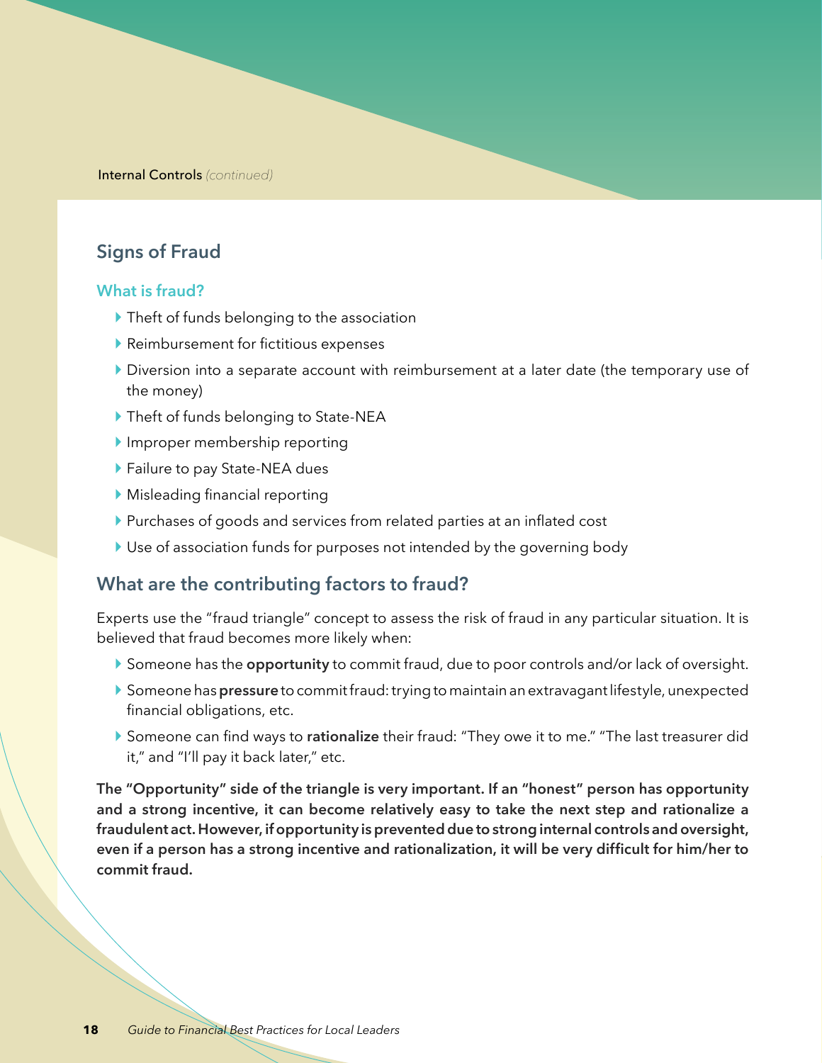Internal Controls *(continued)*

## Signs of Fraud

### What is fraud?

- Theft of funds belonging to the association
- Reimbursement for fictitious expenses
- Diversion into a separate account with reimbursement at a later date (the temporary use of the money)
- Theft of funds belonging to State-NEA
- Improper membership reporting
- Failure to pay State-NEA dues
- Misleading financial reporting
- Purchases of goods and services from related parties at an inflated cost
- Use of association funds for purposes not intended by the governing body

## What are the contributing factors to fraud?

Experts use the "fraud triangle" concept to assess the risk of fraud in any particular situation. It is believed that fraud becomes more likely when:

- Someone has the **opportunity** to commit fraud, due to poor controls and/or lack of oversight.
- Someone has **pressure** to commit fraud: trying to maintain an extravagant lifestyle, unexpected financial obligations, etc.
- Someone can find ways to **rationalize** their fraud: "They owe it to me." "The last treasurer did it," and "I'll pay it back later," etc.

**The "Opportunity" side of the triangle is very important. If an "honest" person has opportunity and a strong incentive, it can become relatively easy to take the next step and rationalize a fraudulent act. However, if opportunity is prevented due to strong internal controls and oversight, even if a person has a strong incentive and rationalization, it will be very difficult for him/her to commit fraud.**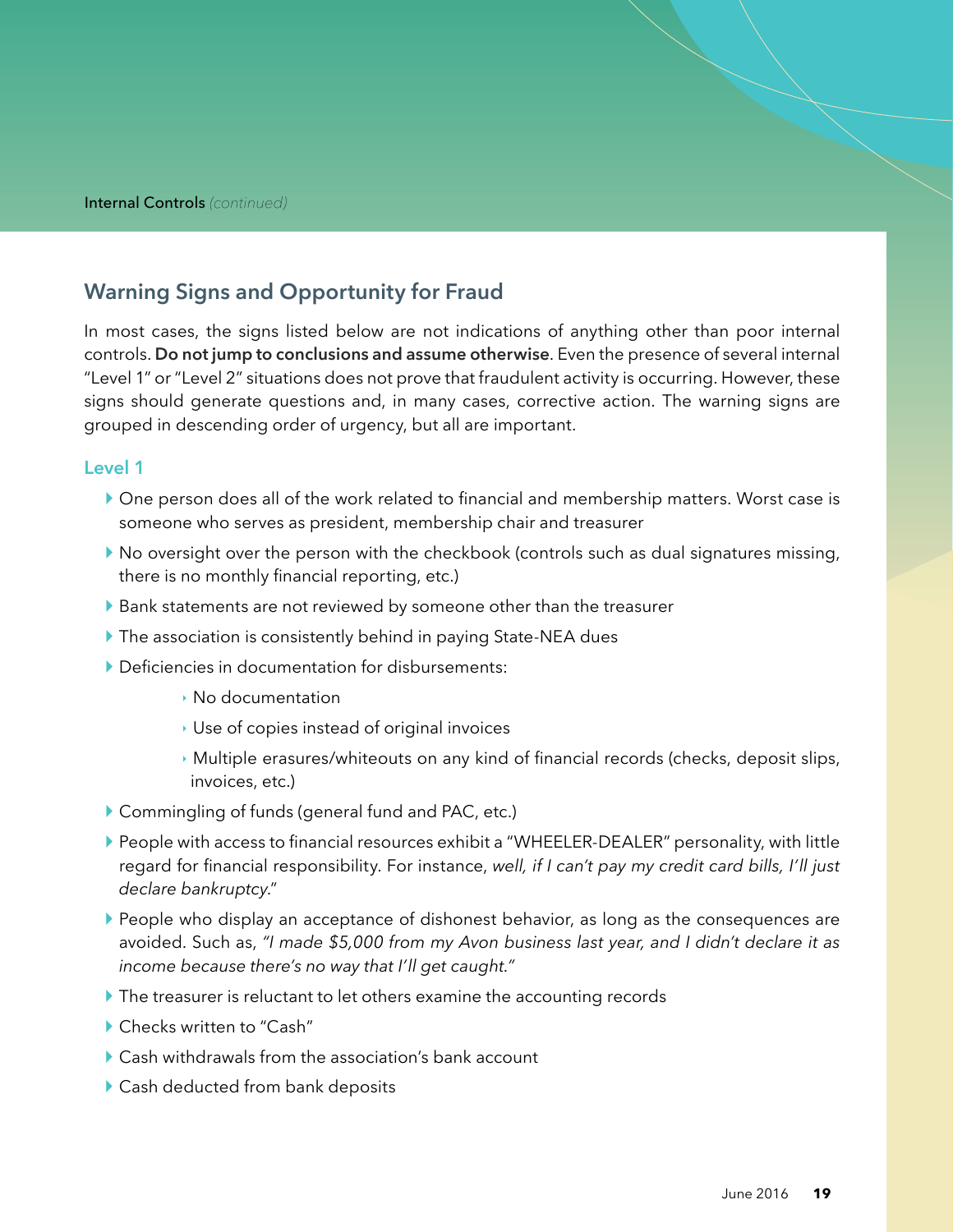## Warning Signs and Opportunity for Fraud

In most cases, the signs listed below are not indications of anything other than poor internal controls. **Do not jump to conclusions and assume otherwise**. Even the presence of several internal "Level 1" or "Level 2" situations does not prove that fraudulent activity is occurring. However, these signs should generate questions and, in many cases, corrective action. The warning signs are grouped in descending order of urgency, but all are important.

### Level 1

- One person does all of the work related to financial and membership matters. Worst case is someone who serves as president, membership chair and treasurer
- No oversight over the person with the checkbook (controls such as dual signatures missing, there is no monthly financial reporting, etc.)
- Bank statements are not reviewed by someone other than the treasurer
- The association is consistently behind in paying State-NEA dues
- Deficiencies in documentation for disbursements:
  - No documentation
  - Use of copies instead of original invoices
  - Multiple erasures/whiteouts on any kind of financial records (checks, deposit slips, invoices, etc.)
- Commingling of funds (general fund and PAC, etc.)
- People with access to financial resources exhibit a "WHEELER-DEALER" personality, with little regard for financial responsibility. For instance, *well, if I can't pay my credit card bills, I'll just declare bankruptcy*."
- People who display an acceptance of dishonest behavior, as long as the consequences are avoided. Such as, *"I made $5,000 from my Avon business last year, and I didn't declare it as income because there's no way that I'll get caught."*
- The treasurer is reluctant to let others examine the accounting records
- Checks written to "Cash"
- Cash withdrawals from the association's bank account
- Cash deducted from bank deposits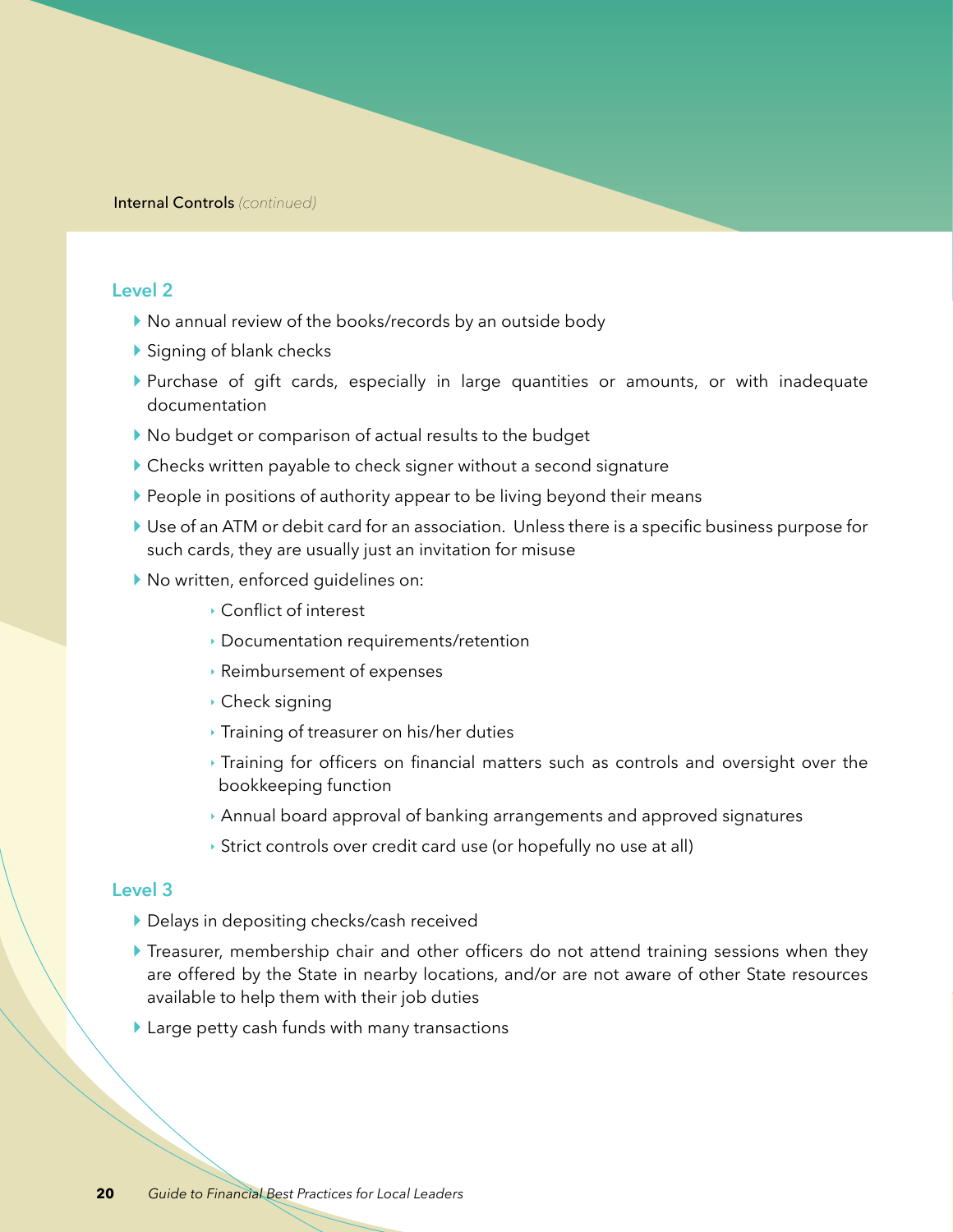Internal Controls *(continued)*

### Level 2

- No annual review of the books/records by an outside body
- Signing of blank checks
- Purchase of gift cards, especially in large quantities or amounts, or with inadequate documentation
- No budget or comparison of actual results to the budget
- Checks written payable to check signer without a second signature
- People in positions of authority appear to be living beyond their means
- Use of an ATM or debit card for an association. Unless there is a specific business purpose for such cards, they are usually just an invitation for misuse
- No written, enforced guidelines on:
    - Conflict of interest
    - Documentation requirements/retention
    - Reimbursement of expenses
    - Check signing
    - Training of treasurer on his/her duties
    - Training for officers on financial matters such as controls and oversight over the bookkeeping function
    - Annual board approval of banking arrangements and approved signatures
    - Strict controls over credit card use (or hopefully no use at all)

### Level 3

- Delays in depositing checks/cash received
- Treasurer, membership chair and other officers do not attend training sessions when they are offered by the State in nearby locations, and/or are not aware of other State resources available to help them with their job duties
- Large petty cash funds with many transactions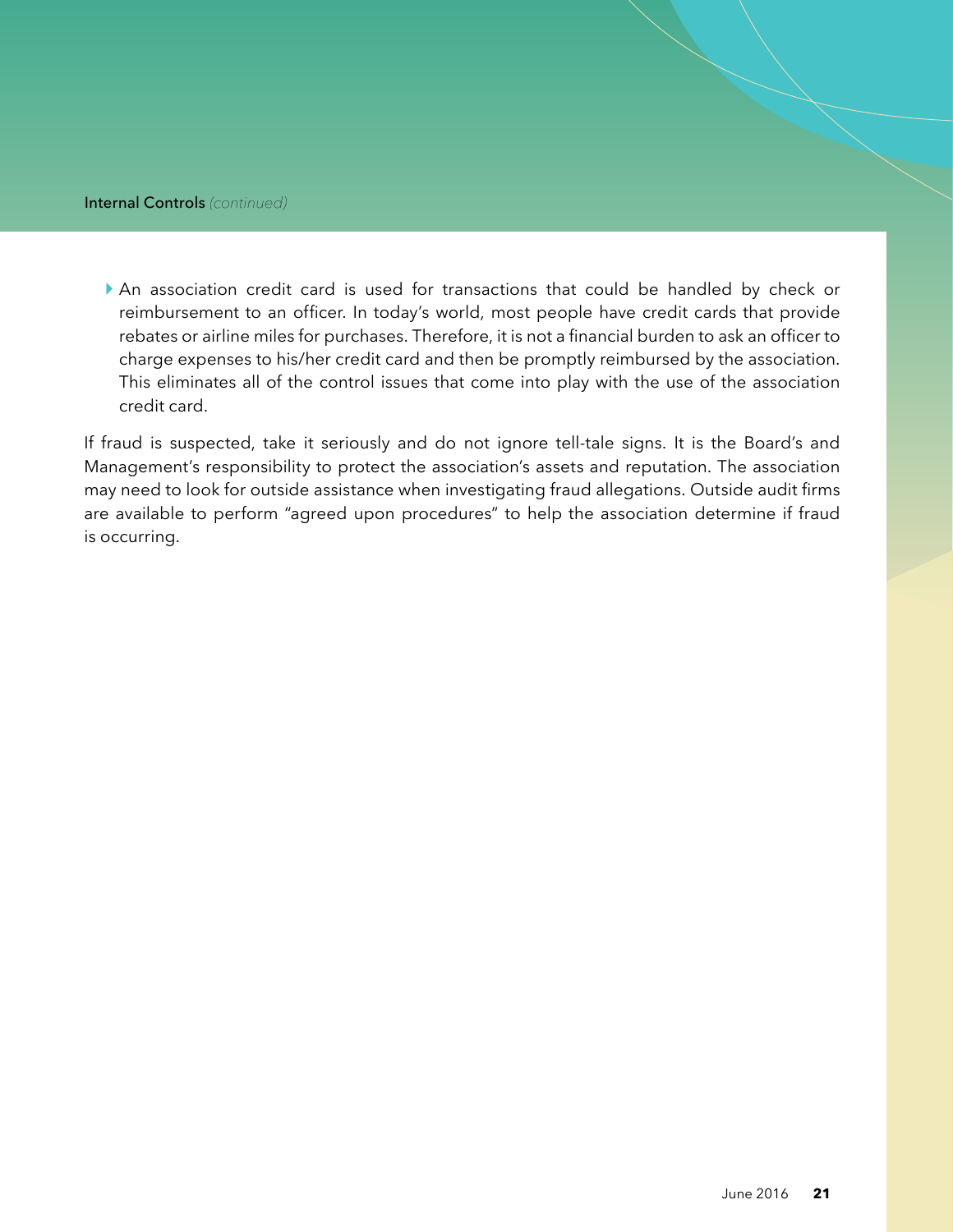- An association credit card is used for transactions that could be handled by check or reimbursement to an officer. In today's world, most people have credit cards that provide rebates or airline miles for purchases. Therefore, it is not a financial burden to ask an officer to charge expenses to his/her credit card and then be promptly reimbursed by the association. This eliminates all of the control issues that come into play with the use of the association credit card.

If fraud is suspected, take it seriously and do not ignore tell-tale signs. It is the Board's and Management's responsibility to protect the association's assets and reputation. The association may need to look for outside assistance when investigating fraud allegations. Outside audit firms are available to perform "agreed upon procedures" to help the association determine if fraud is occurring.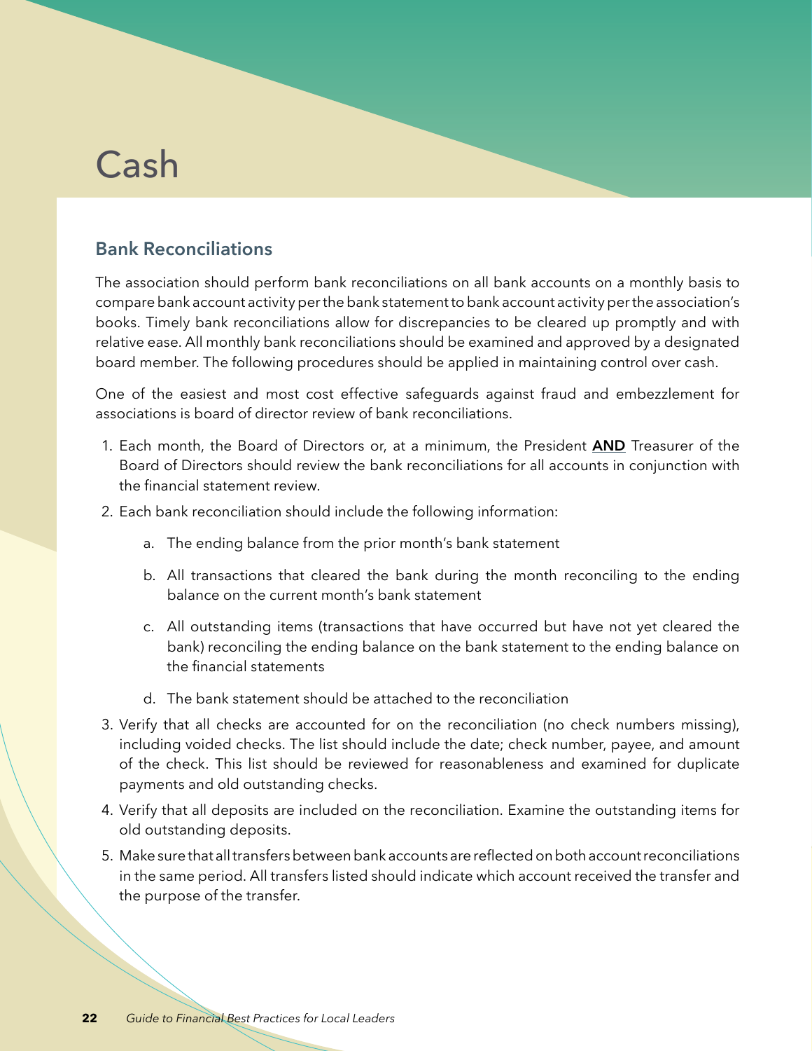# Cash

## Bank Reconciliations

The association should perform bank reconciliations on all bank accounts on a monthly basis to compare bank account activity per the bank statement to bank account activity per the association's books. Timely bank reconciliations allow for discrepancies to be cleared up promptly and with relative ease. All monthly bank reconciliations should be examined and approved by a designated board member. The following procedures should be applied in maintaining control over cash.

One of the easiest and most cost effective safeguards against fraud and embezzlement for associations is board of director review of bank reconciliations.

1. Each month, the Board of Directors or, at a minimum, the President **AND** Treasurer of the Board of Directors should review the bank reconciliations for all accounts in conjunction with the financial statement review.
2. Each bank reconciliation should include the following information:
   a. The ending balance from the prior month's bank statement
   b. All transactions that cleared the bank during the month reconciling to the ending balance on the current month's bank statement
   c. All outstanding items (transactions that have occurred but have not yet cleared the bank) reconciling the ending balance on the bank statement to the ending balance on the financial statements
   d. The bank statement should be attached to the reconciliation
3. Verify that all checks are accounted for on the reconciliation (no check numbers missing), including voided checks. The list should include the date; check number, payee, and amount of the check. This list should be reviewed for reasonableness and examined for duplicate payments and old outstanding checks.
4. Verify that all deposits are included on the reconciliation. Examine the outstanding items for old outstanding deposits.
5. Make sure that all transfers between bank accounts are reflected on both account reconciliations in the same period. All transfers listed should indicate which account received the transfer and the purpose of the transfer.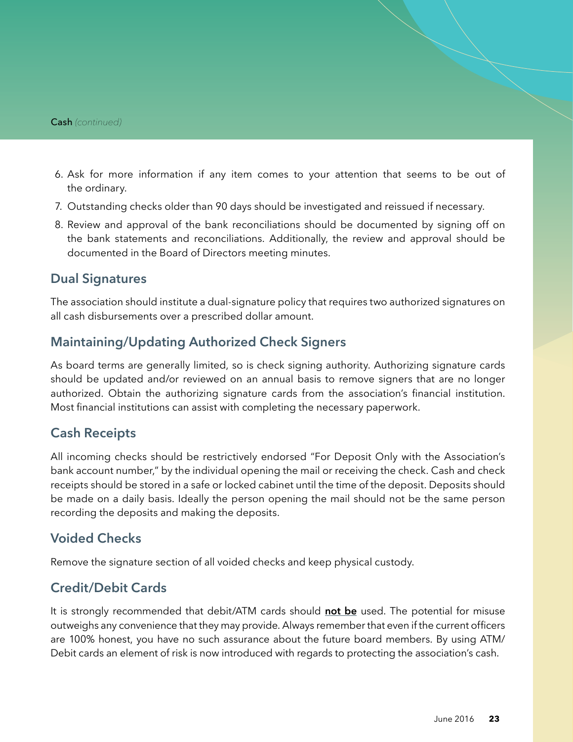Cash *(continued)*

6. Ask for more information if any item comes to your attention that seems to be out of the ordinary.
7. Outstanding checks older than 90 days should be investigated and reissued if necessary.
8. Review and approval of the bank reconciliations should be documented by signing off on the bank statements and reconciliations. Additionally, the review and approval should be documented in the Board of Directors meeting minutes.

## Dual Signatures

The association should institute a dual-signature policy that requires two authorized signatures on all cash disbursements over a prescribed dollar amount.

## Maintaining/Updating Authorized Check Signers

As board terms are generally limited, so is check signing authority. Authorizing signature cards should be updated and/or reviewed on an annual basis to remove signers that are no longer authorized. Obtain the authorizing signature cards from the association's financial institution. Most financial institutions can assist with completing the necessary paperwork.

## Cash Receipts

All incoming checks should be restrictively endorsed "For Deposit Only with the Association's bank account number," by the individual opening the mail or receiving the check. Cash and check receipts should be stored in a safe or locked cabinet until the time of the deposit. Deposits should be made on a daily basis. Ideally the person opening the mail should not be the same person recording the deposits and making the deposits.

## Voided Checks

Remove the signature section of all voided checks and keep physical custody.

## Credit/Debit Cards

It is strongly recommended that debit/ATM cards should **not be** used. The potential for misuse outweighs any convenience that they may provide. Always remember that even if the current officers are 100% honest, you have no such assurance about the future board members. By using ATM/Debit cards an element of risk is now introduced with regards to protecting the association's cash.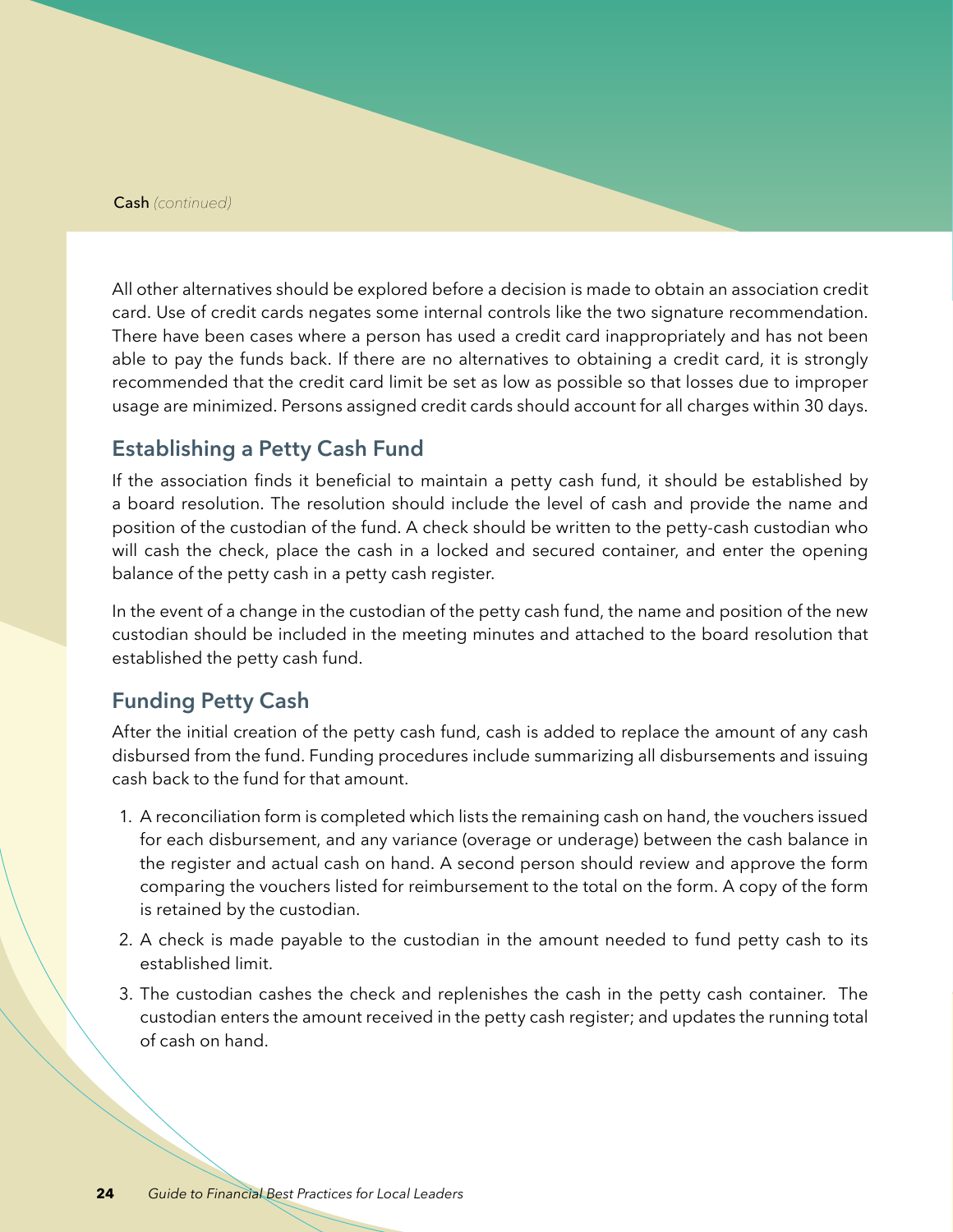All other alternatives should be explored before a decision is made to obtain an association credit card. Use of credit cards negates some internal controls like the two signature recommendation. There have been cases where a person has used a credit card inappropriately and has not been able to pay the funds back. If there are no alternatives to obtaining a credit card, it is strongly recommended that the credit card limit be set as low as possible so that losses due to improper usage are minimized. Persons assigned credit cards should account for all charges within 30 days.

## Establishing a Petty Cash Fund

If the association finds it beneficial to maintain a petty cash fund, it should be established by a board resolution. The resolution should include the level of cash and provide the name and position of the custodian of the fund. A check should be written to the petty-cash custodian who will cash the check, place the cash in a locked and secured container, and enter the opening balance of the petty cash in a petty cash register.

In the event of a change in the custodian of the petty cash fund, the name and position of the new custodian should be included in the meeting minutes and attached to the board resolution that established the petty cash fund.

## Funding Petty Cash

After the initial creation of the petty cash fund, cash is added to replace the amount of any cash disbursed from the fund. Funding procedures include summarizing all disbursements and issuing cash back to the fund for that amount.

1. A reconciliation form is completed which lists the remaining cash on hand, the vouchers issued for each disbursement, and any variance (overage or underage) between the cash balance in the register and actual cash on hand. A second person should review and approve the form comparing the vouchers listed for reimbursement to the total on the form. A copy of the form is retained by the custodian.
2. A check is made payable to the custodian in the amount needed to fund petty cash to its established limit.
3. The custodian cashes the check and replenishes the cash in the petty cash container. The custodian enters the amount received in the petty cash register; and updates the running total of cash on hand.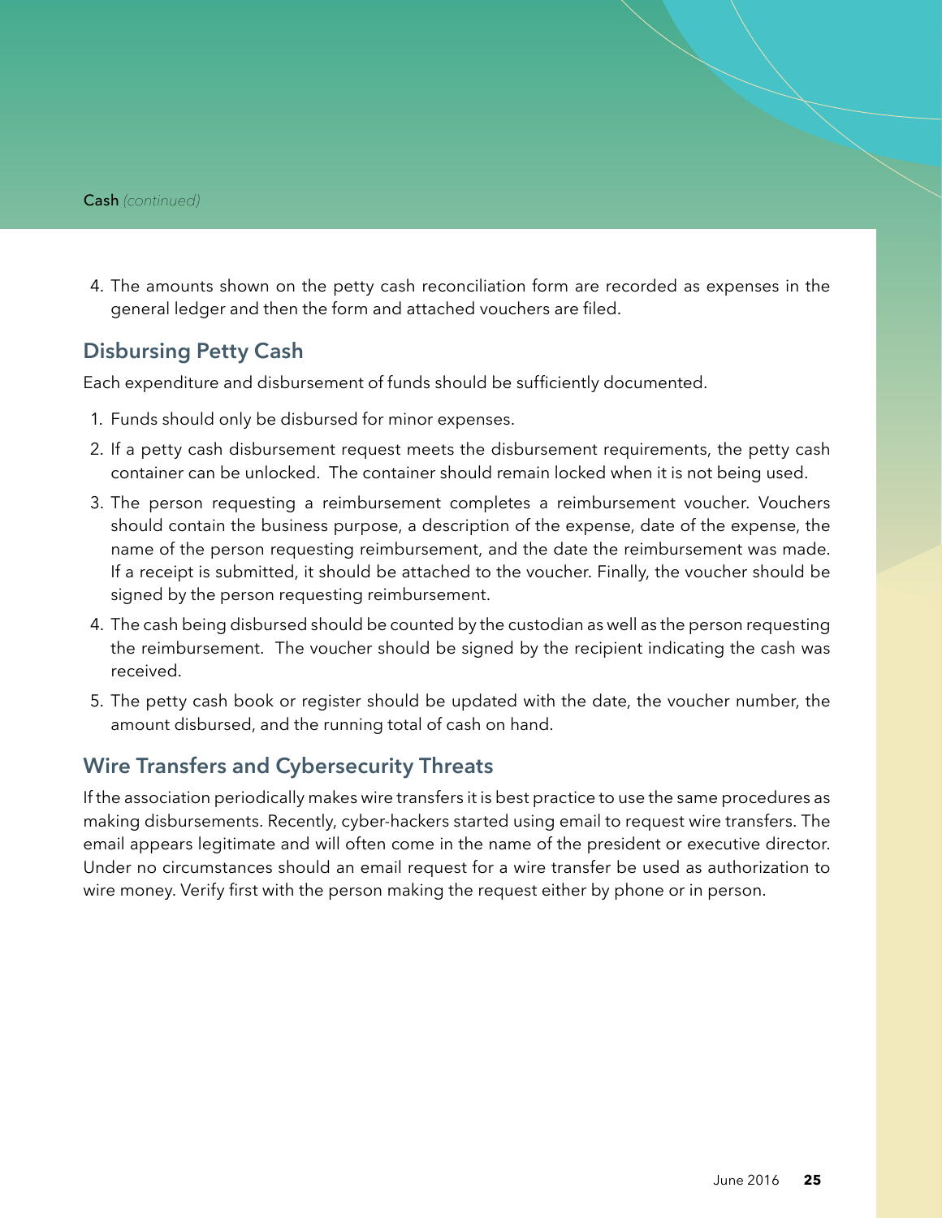Cash *(continued)*

4. The amounts shown on the petty cash reconciliation form are recorded as expenses in the general ledger and then the form and attached vouchers are filed.

## Disbursing Petty Cash

Each expenditure and disbursement of funds should be sufficiently documented.

1. Funds should only be disbursed for minor expenses.
2. If a petty cash disbursement request meets the disbursement requirements, the petty cash container can be unlocked. The container should remain locked when it is not being used.
3. The person requesting a reimbursement completes a reimbursement voucher. Vouchers should contain the business purpose, a description of the expense, date of the expense, the name of the person requesting reimbursement, and the date the reimbursement was made. If a receipt is submitted, it should be attached to the voucher. Finally, the voucher should be signed by the person requesting reimbursement.
4. The cash being disbursed should be counted by the custodian as well as the person requesting the reimbursement. The voucher should be signed by the recipient indicating the cash was received.
5. The petty cash book or register should be updated with the date, the voucher number, the amount disbursed, and the running total of cash on hand.

## Wire Transfers and Cybersecurity Threats

If the association periodically makes wire transfers it is best practice to use the same procedures as making disbursements. Recently, cyber-hackers started using email to request wire transfers. The email appears legitimate and will often come in the name of the president or executive director. Under no circumstances should an email request for a wire transfer be used as authorization to wire money. Verify first with the person making the request either by phone or in person.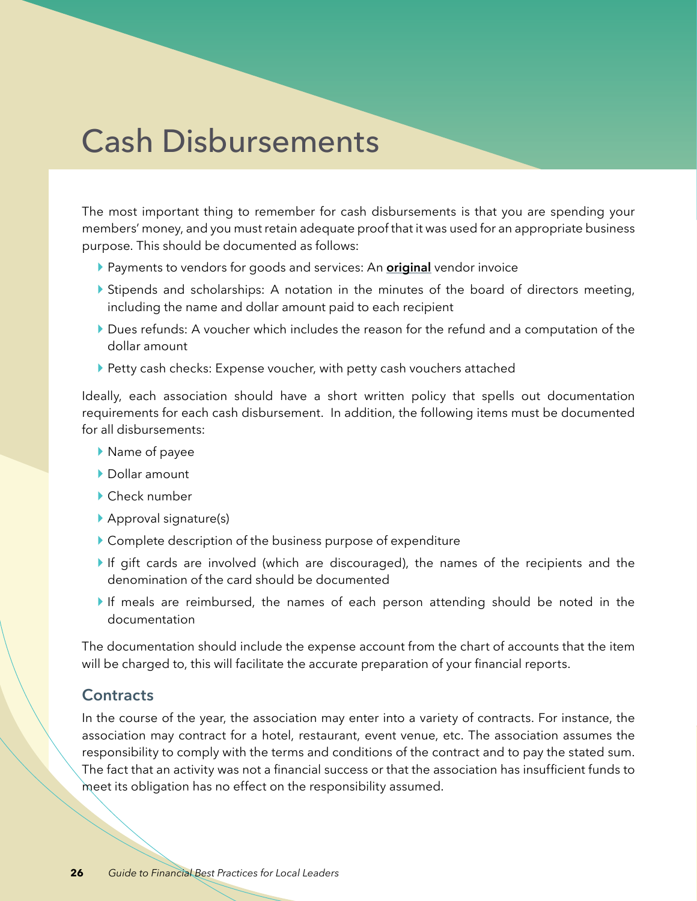# Cash Disbursements

The most important thing to remember for cash disbursements is that you are spending your members' money, and you must retain adequate proof that it was used for an appropriate business purpose. This should be documented as follows:

- Payments to vendors for goods and services: An **original** vendor invoice
- Stipends and scholarships: A notation in the minutes of the board of directors meeting, including the name and dollar amount paid to each recipient
- Dues refunds: A voucher which includes the reason for the refund and a computation of the dollar amount
- Petty cash checks: Expense voucher, with petty cash vouchers attached

Ideally, each association should have a short written policy that spells out documentation requirements for each cash disbursement. In addition, the following items must be documented for all disbursements:

- Name of payee
- Dollar amount
- Check number
- Approval signature(s)
- Complete description of the business purpose of expenditure
- If gift cards are involved (which are discouraged), the names of the recipients and the denomination of the card should be documented
- If meals are reimbursed, the names of each person attending should be noted in the documentation

The documentation should include the expense account from the chart of accounts that the item will be charged to, this will facilitate the accurate preparation of your financial reports.

## Contracts

In the course of the year, the association may enter into a variety of contracts. For instance, the association may contract for a hotel, restaurant, event venue, etc. The association assumes the responsibility to comply with the terms and conditions of the contract and to pay the stated sum. The fact that an activity was not a financial success or that the association has insufficient funds to meet its obligation has no effect on the responsibility assumed.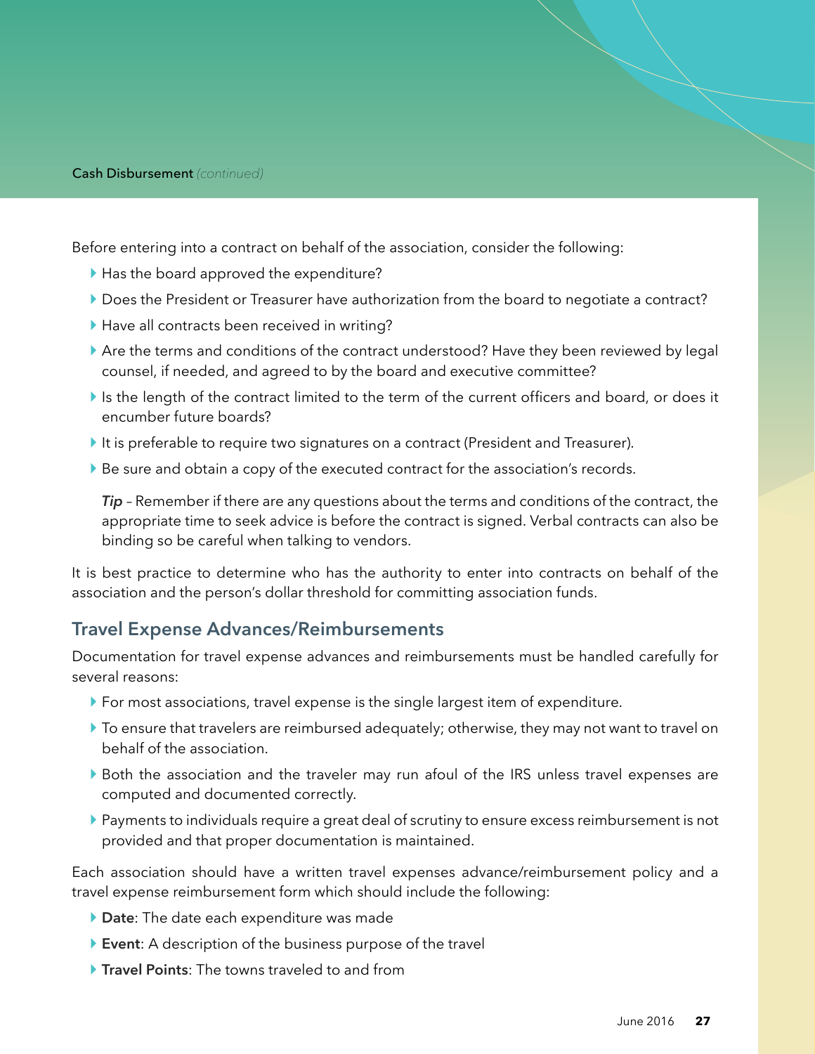Before entering into a contract on behalf of the association, consider the following:

- Has the board approved the expenditure?
- Does the President or Treasurer have authorization from the board to negotiate a contract?
- Have all contracts been received in writing?
- Are the terms and conditions of the contract understood? Have they been reviewed by legal counsel, if needed, and agreed to by the board and executive committee?
- Is the length of the contract limited to the term of the current officers and board, or does it encumber future boards?
- It is preferable to require two signatures on a contract (President and Treasurer).
- Be sure and obtain a copy of the executed contract for the association's records.

  ***Tip*** – Remember if there are any questions about the terms and conditions of the contract, the appropriate time to seek advice is before the contract is signed. Verbal contracts can also be binding so be careful when talking to vendors.

It is best practice to determine who has the authority to enter into contracts on behalf of the association and the person's dollar threshold for committing association funds.

## Travel Expense Advances/Reimbursements

Documentation for travel expense advances and reimbursements must be handled carefully for several reasons:

- For most associations, travel expense is the single largest item of expenditure.
- To ensure that travelers are reimbursed adequately; otherwise, they may not want to travel on behalf of the association.
- Both the association and the traveler may run afoul of the IRS unless travel expenses are computed and documented correctly.
- Payments to individuals require a great deal of scrutiny to ensure excess reimbursement is not provided and that proper documentation is maintained.

Each association should have a written travel expenses advance/reimbursement policy and a travel expense reimbursement form which should include the following:

- **Date**: The date each expenditure was made
- **Event**: A description of the business purpose of the travel
- **Travel Points**: The towns traveled to and from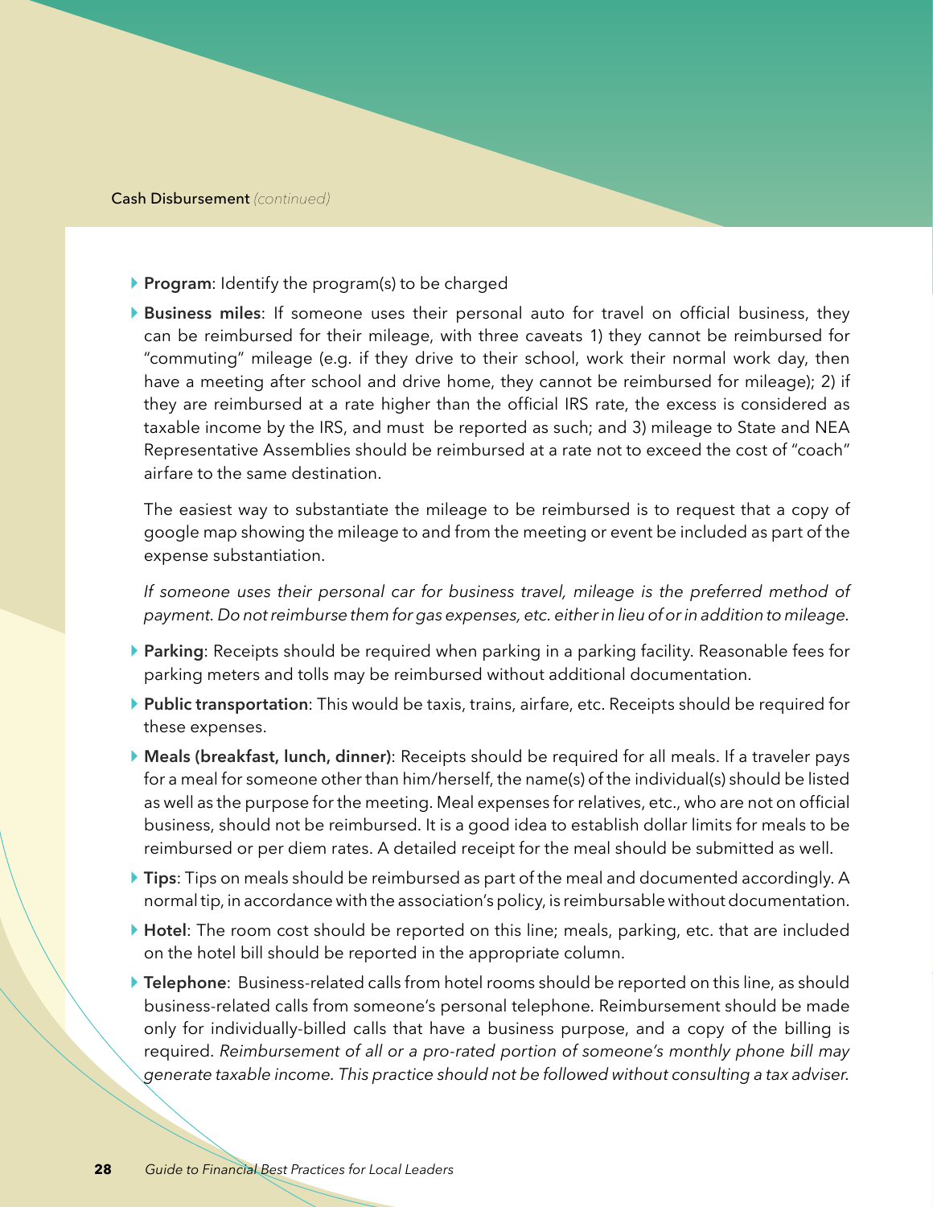Cash Disbursement *(continued)*

- **Program**: Identify the program(s) to be charged
- **Business miles**: If someone uses their personal auto for travel on official business, they can be reimbursed for their mileage, with three caveats 1) they cannot be reimbursed for "commuting" mileage (e.g. if they drive to their school, work their normal work day, then have a meeting after school and drive home, they cannot be reimbursed for mileage); 2) if they are reimbursed at a rate higher than the official IRS rate, the excess is considered as taxable income by the IRS, and must be reported as such; and 3) mileage to State and NEA Representative Assemblies should be reimbursed at a rate not to exceed the cost of "coach" airfare to the same destination.

  The easiest way to substantiate the mileage to be reimbursed is to request that a copy of google map showing the mileage to and from the meeting or event be included as part of the expense substantiation.

  *If someone uses their personal car for business travel, mileage is the preferred method of payment. Do not reimburse them for gas expenses, etc. either in lieu of or in addition to mileage.*

- **Parking**: Receipts should be required when parking in a parking facility. Reasonable fees for parking meters and tolls may be reimbursed without additional documentation.
- **Public transportation**: This would be taxis, trains, airfare, etc. Receipts should be required for these expenses.
- **Meals (breakfast, lunch, dinner)**: Receipts should be required for all meals. If a traveler pays for a meal for someone other than him/herself, the name(s) of the individual(s) should be listed as well as the purpose for the meeting. Meal expenses for relatives, etc., who are not on official business, should not be reimbursed. It is a good idea to establish dollar limits for meals to be reimbursed or per diem rates. A detailed receipt for the meal should be submitted as well.
- **Tips**: Tips on meals should be reimbursed as part of the meal and documented accordingly. A normal tip, in accordance with the association's policy, is reimbursable without documentation.
- **Hotel**: The room cost should be reported on this line; meals, parking, etc. that are included on the hotel bill should be reported in the appropriate column.
- **Telephone**: Business-related calls from hotel rooms should be reported on this line, as should business-related calls from someone's personal telephone. Reimbursement should be made only for individually-billed calls that have a business purpose, and a copy of the billing is required. *Reimbursement of all or a pro-rated portion of someone's monthly phone bill may generate taxable income. This practice should not be followed without consulting a tax adviser.*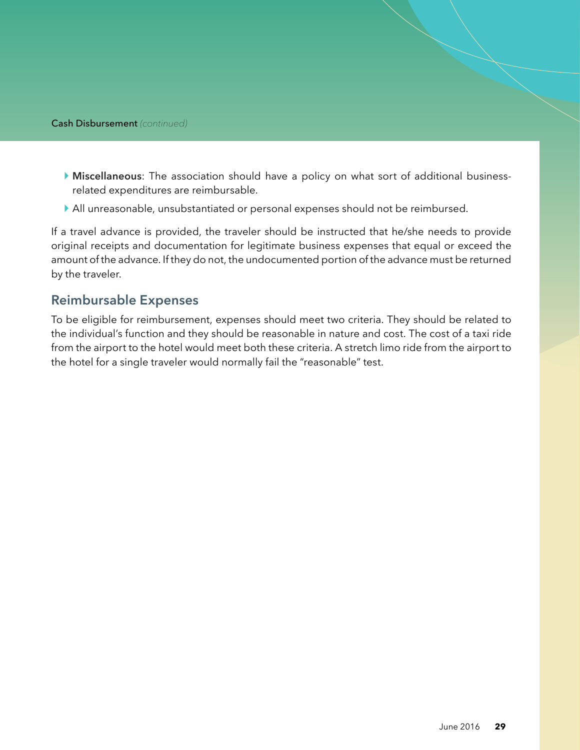- **Miscellaneous**: The association should have a policy on what sort of additional business-related expenditures are reimbursable.
- All unreasonable, unsubstantiated or personal expenses should not be reimbursed.

If a travel advance is provided, the traveler should be instructed that he/she needs to provide original receipts and documentation for legitimate business expenses that equal or exceed the amount of the advance. If they do not, the undocumented portion of the advance must be returned by the traveler.

## Reimbursable Expenses

To be eligible for reimbursement, expenses should meet two criteria. They should be related to the individual's function and they should be reasonable in nature and cost. The cost of a taxi ride from the airport to the hotel would meet both these criteria. A stretch limo ride from the airport to the hotel for a single traveler would normally fail the "reasonable" test.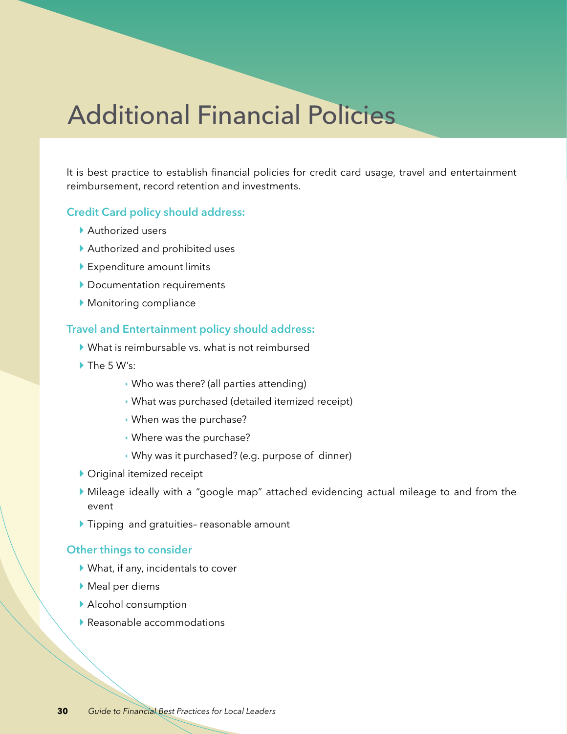# Additional Financial Policies

It is best practice to establish financial policies for credit card usage, travel and entertainment reimbursement, record retention and investments.

### Credit Card policy should address:

- Authorized users
- Authorized and prohibited uses
- Expenditure amount limits
- Documentation requirements
- Monitoring compliance

### Travel and Entertainment policy should address:

- What is reimbursable vs. what is not reimbursed
- The 5 W's:
  - Who was there? (all parties attending)
  - What was purchased (detailed itemized receipt)
  - When was the purchase?
  - Where was the purchase?
  - Why was it purchased? (e.g. purpose of dinner)
- Original itemized receipt
- Mileage ideally with a "google map" attached evidencing actual mileage to and from the event
- Tipping and gratuities– reasonable amount

### Other things to consider

- What, if any, incidentals to cover
- Meal per diems
- Alcohol consumption
- Reasonable accommodations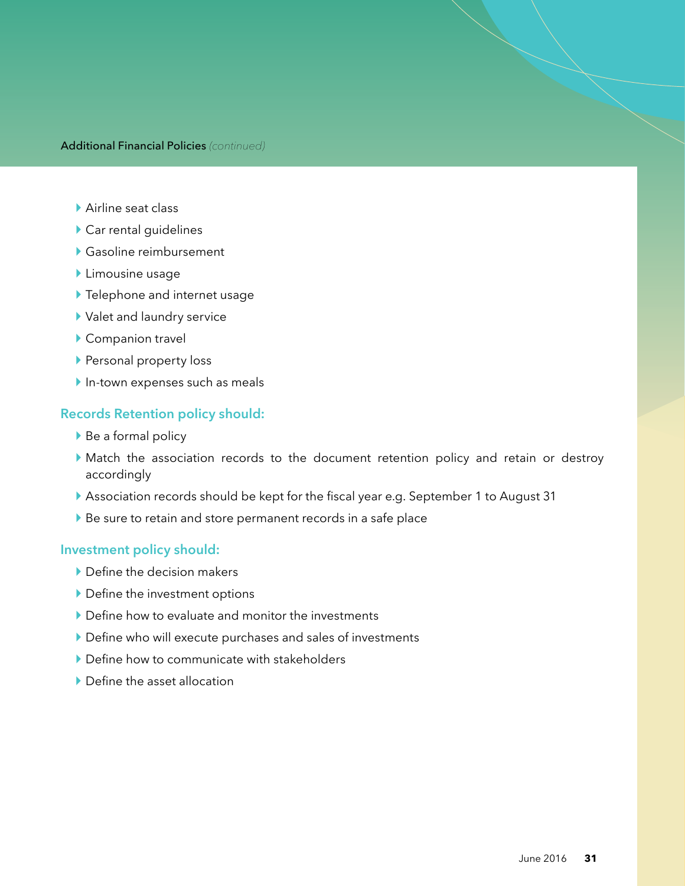- Airline seat class
- Car rental guidelines
- Gasoline reimbursement
- Limousine usage
- Telephone and internet usage
- Valet and laundry service
- Companion travel
- Personal property loss
- In-town expenses such as meals

### Records Retention policy should:

- Be a formal policy
- Match the association records to the document retention policy and retain or destroy accordingly
- Association records should be kept for the fiscal year e.g. September 1 to August 31
- Be sure to retain and store permanent records in a safe place

### Investment policy should:

- Define the decision makers
- Define the investment options
- Define how to evaluate and monitor the investments
- Define who will execute purchases and sales of investments
- Define how to communicate with stakeholders
- Define the asset allocation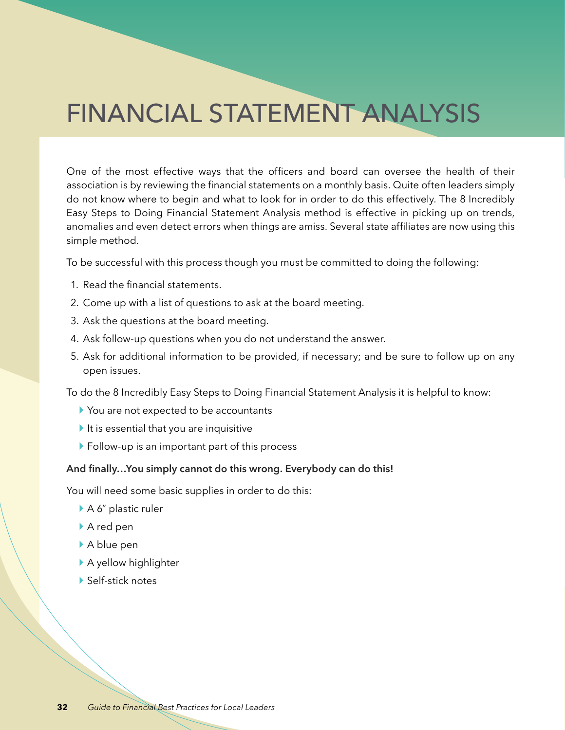# FINANCIAL STATEMENT ANALYSIS

One of the most effective ways that the officers and board can oversee the health of their association is by reviewing the financial statements on a monthly basis. Quite often leaders simply do not know where to begin and what to look for in order to do this effectively. The 8 Incredibly Easy Steps to Doing Financial Statement Analysis method is effective in picking up on trends, anomalies and even detect errors when things are amiss. Several state affiliates are now using this simple method.

To be successful with this process though you must be committed to doing the following:

1. Read the financial statements.
2. Come up with a list of questions to ask at the board meeting.
3. Ask the questions at the board meeting.
4. Ask follow-up questions when you do not understand the answer.
5. Ask for additional information to be provided, if necessary; and be sure to follow up on any open issues.

To do the 8 Incredibly Easy Steps to Doing Financial Statement Analysis it is helpful to know:

- You are not expected to be accountants
- It is essential that you are inquisitive
- Follow-up is an important part of this process

**And finally…You simply cannot do this wrong. Everybody can do this!**

You will need some basic supplies in order to do this:

- A 6″ plastic ruler
- A red pen
- A blue pen
- A yellow highlighter
- Self-stick notes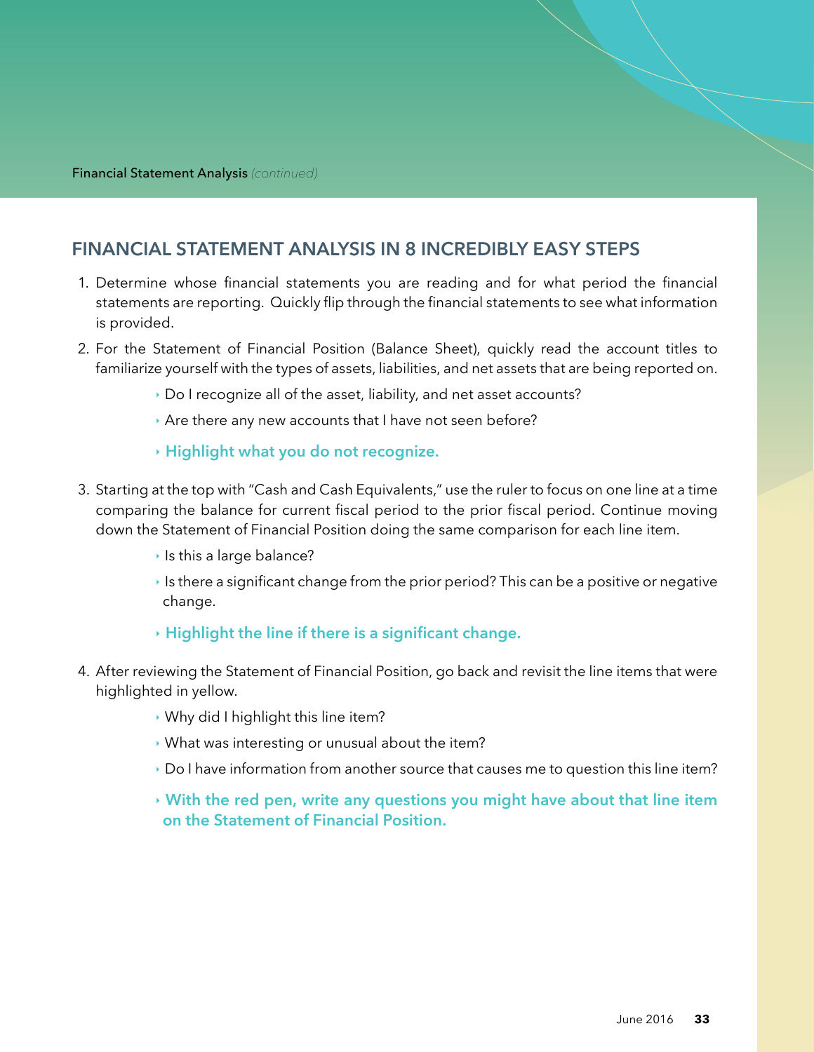## FINANCIAL STATEMENT ANALYSIS IN 8 INCREDIBLY EASY STEPS

1. Determine whose financial statements you are reading and for what period the financial statements are reporting. Quickly flip through the financial statements to see what information is provided.

2. For the Statement of Financial Position (Balance Sheet), quickly read the account titles to familiarize yourself with the types of assets, liabilities, and net assets that are being reported on.
   - Do I recognize all of the asset, liability, and net asset accounts?
   - Are there any new accounts that I have not seen before?
   - **Highlight what you do not recognize.**

3. Starting at the top with "Cash and Cash Equivalents," use the ruler to focus on one line at a time comparing the balance for current fiscal period to the prior fiscal period. Continue moving down the Statement of Financial Position doing the same comparison for each line item.
   - Is this a large balance?
   - Is there a significant change from the prior period? This can be a positive or negative change.
   - **Highlight the line if there is a significant change.**

4. After reviewing the Statement of Financial Position, go back and revisit the line items that were highlighted in yellow.
   - Why did I highlight this line item?
   - What was interesting or unusual about the item?
   - Do I have information from another source that causes me to question this line item?
   - **With the red pen, write any questions you might have about that line item on the Statement of Financial Position.**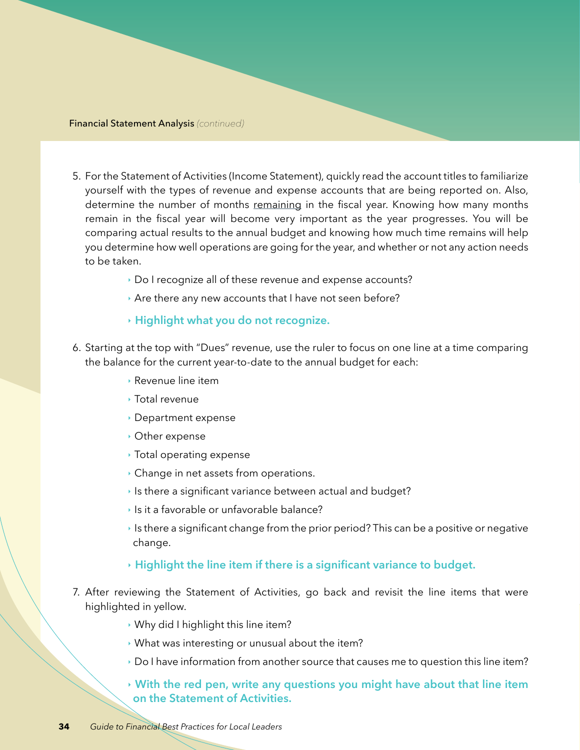Financial Statement Analysis *(continued)*

5. For the Statement of Activities (Income Statement), quickly read the account titles to familiarize yourself with the types of revenue and expense accounts that are being reported on. Also, determine the number of months <u>remaining</u> in the fiscal year. Knowing how many months remain in the fiscal year will become very important as the year progresses. You will be comparing actual results to the annual budget and knowing how much time remains will help you determine how well operations are going for the year, and whether or not any action needs to be taken.
    - Do I recognize all of these revenue and expense accounts?
    - Are there any new accounts that I have not seen before?
    - **Highlight what you do not recognize.**

6. Starting at the top with "Dues" revenue, use the ruler to focus on one line at a time comparing the balance for the current year-to-date to the annual budget for each:
    - Revenue line item
    - Total revenue
    - Department expense
    - Other expense
    - Total operating expense
    - Change in net assets from operations.
    - Is there a significant variance between actual and budget?
    - Is it a favorable or unfavorable balance?
    - Is there a significant change from the prior period? This can be a positive or negative change.
    - **Highlight the line item if there is a significant variance to budget.**

7. After reviewing the Statement of Activities, go back and revisit the line items that were highlighted in yellow.
    - Why did I highlight this line item?
    - What was interesting or unusual about the item?
    - Do I have information from another source that causes me to question this line item?
    - **With the red pen, write any questions you might have about that line item on the Statement of Activities.**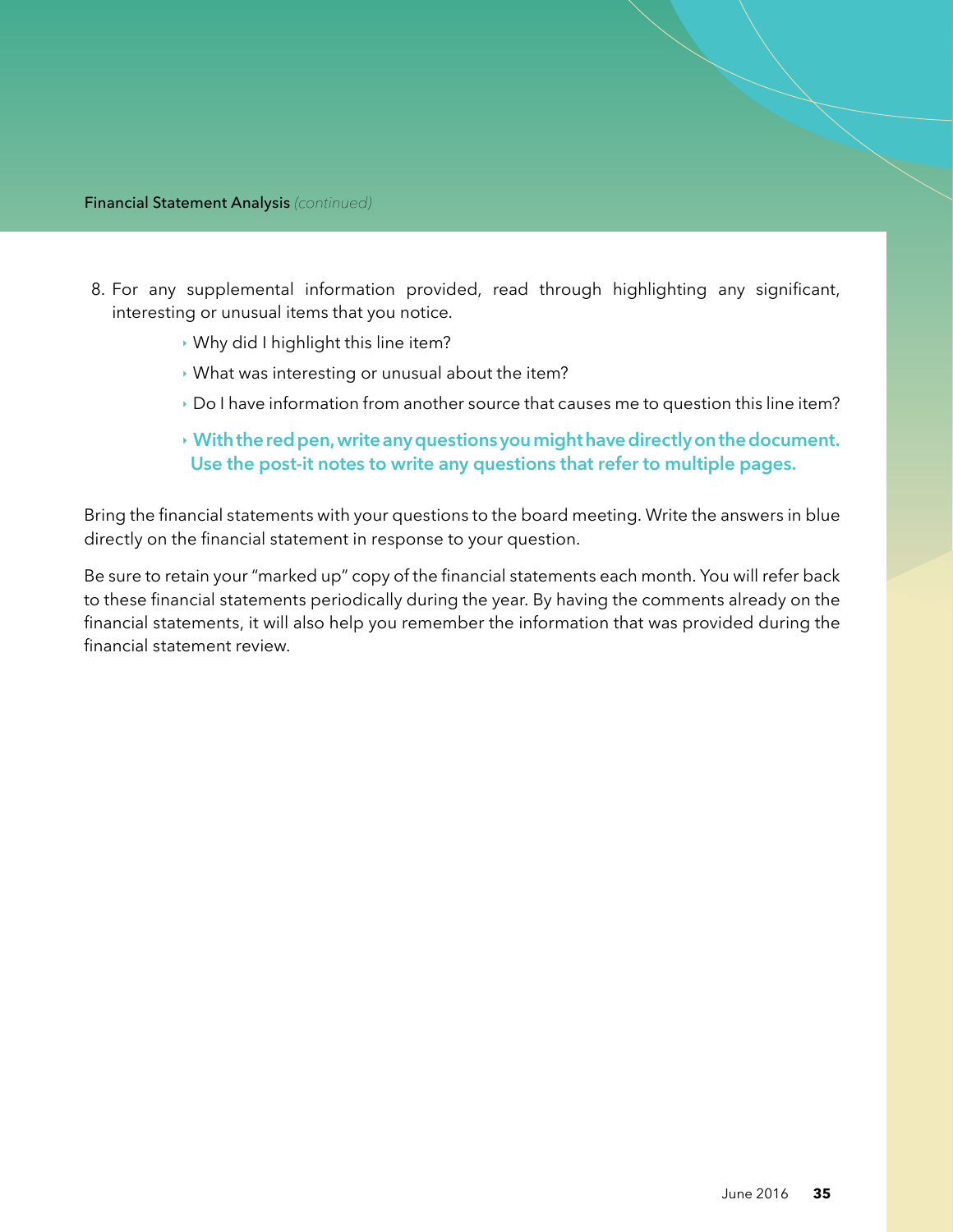8. For any supplemental information provided, read through highlighting any significant, interesting or unusual items that you notice.
   - Why did I highlight this line item?
   - What was interesting or unusual about the item?
   - Do I have information from another source that causes me to question this line item?
   - **With the red pen, write any questions you might have directly on the document. Use the post-it notes to write any questions that refer to multiple pages.**

Bring the financial statements with your questions to the board meeting. Write the answers in blue directly on the financial statement in response to your question.

Be sure to retain your "marked up" copy of the financial statements each month. You will refer back to these financial statements periodically during the year. By having the comments already on the financial statements, it will also help you remember the information that was provided during the financial statement review.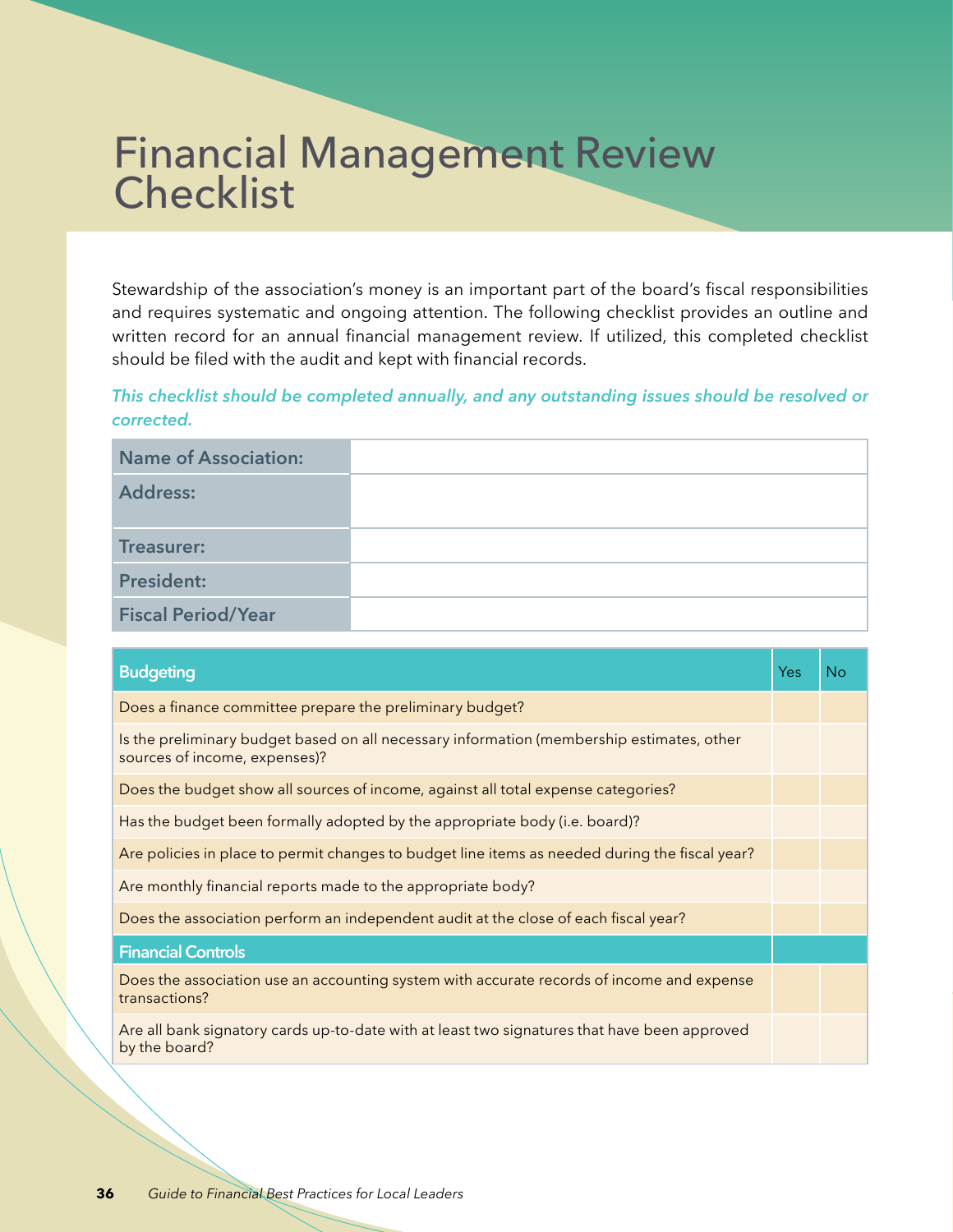# Financial Management Review Checklist

Stewardship of the association's money is an important part of the board's fiscal responsibilities and requires systematic and ongoing attention. The following checklist provides an outline and written record for an annual financial management review. If utilized, this completed checklist should be filed with the audit and kept with financial records.

*This checklist should be completed annually, and any outstanding issues should be resolved or corrected.*

| | |
|---|---|
| **Name of Association:** | |
| **Address:** | |
| **Treasurer:** | |
| **President:** | |
| **Fiscal Period/Year** | |

| Budgeting | Yes | No |
|---|---|---|
| Does a finance committee prepare the preliminary budget? | | |
| Is the preliminary budget based on all necessary information (membership estimates, other sources of income, expenses)? | | |
| Does the budget show all sources of income, against all total expense categories? | | |
| Has the budget been formally adopted by the appropriate body (i.e. board)? | | |
| Are policies in place to permit changes to budget line items as needed during the fiscal year? | | |
| Are monthly financial reports made to the appropriate body? | | |
| Does the association perform an independent audit at the close of each fiscal year? | | |
| **Financial Controls** | | |
| Does the association use an accounting system with accurate records of income and expense transactions? | | |
| Are all bank signatory cards up-to-date with at least two signatures that have been approved by the board? | | |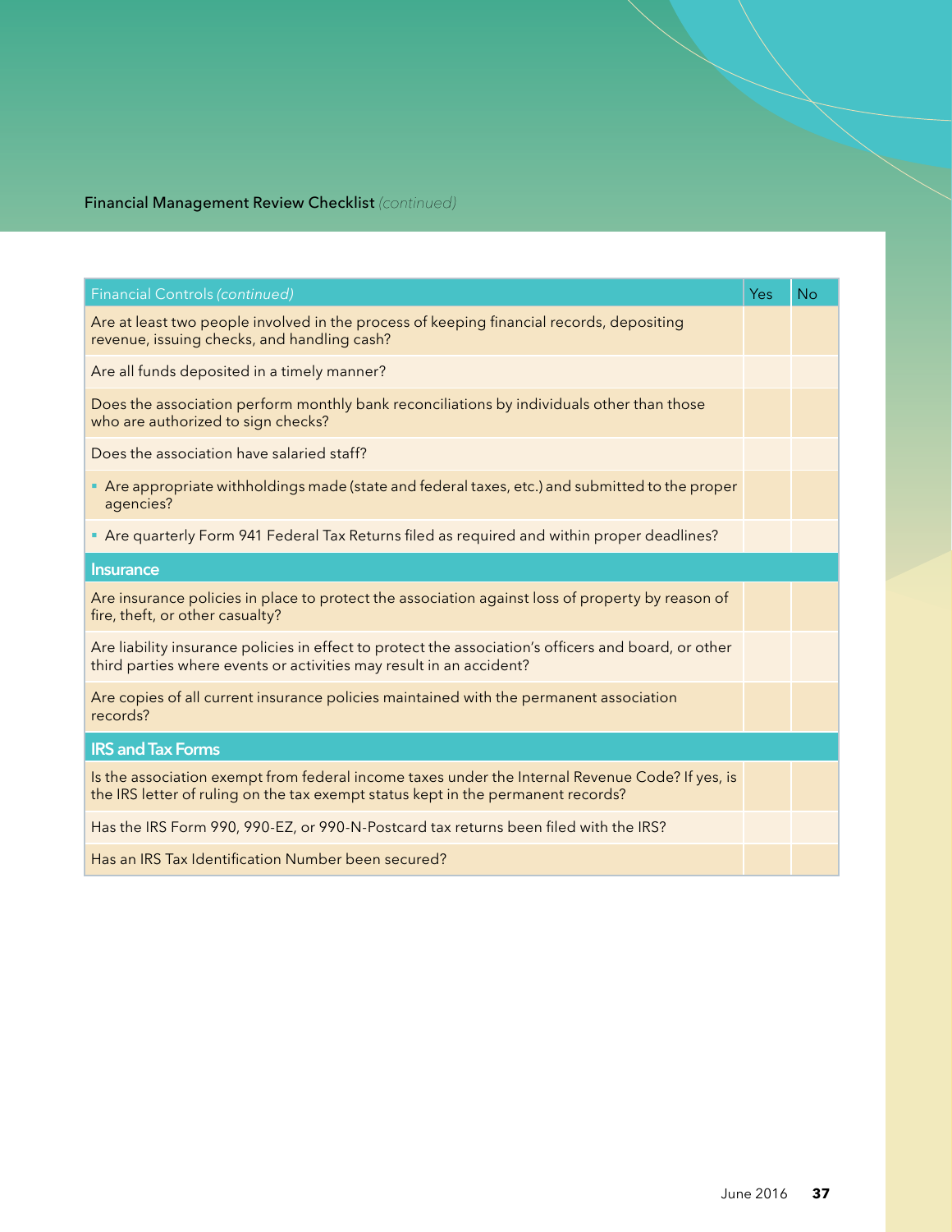## Financial Management Review Checklist *(continued)*

| Financial Controls *(continued)* | Yes | No |
|---|---|---|
| Are at least two people involved in the process of keeping financial records, depositing revenue, issuing checks, and handling cash? | | |
| Are all funds deposited in a timely manner? | | |
| Does the association perform monthly bank reconciliations by individuals other than those who are authorized to sign checks? | | |
| Does the association have salaried staff? | | |
| ▪ Are appropriate withholdings made (state and federal taxes, etc.) and submitted to the proper agencies? | | |
| ▪ Are quarterly Form 941 Federal Tax Returns filed as required and within proper deadlines? | | |
| **Insurance** | | |
| Are insurance policies in place to protect the association against loss of property by reason of fire, theft, or other casualty? | | |
| Are liability insurance policies in effect to protect the association's officers and board, or other third parties where events or activities may result in an accident? | | |
| Are copies of all current insurance policies maintained with the permanent association records? | | |
| **IRS and Tax Forms** | | |
| Is the association exempt from federal income taxes under the Internal Revenue Code? If yes, is the IRS letter of ruling on the tax exempt status kept in the permanent records? | | |
| Has the IRS Form 990, 990-EZ, or 990-N-Postcard tax returns been filed with the IRS? | | |
| Has an IRS Tax Identification Number been secured? | | |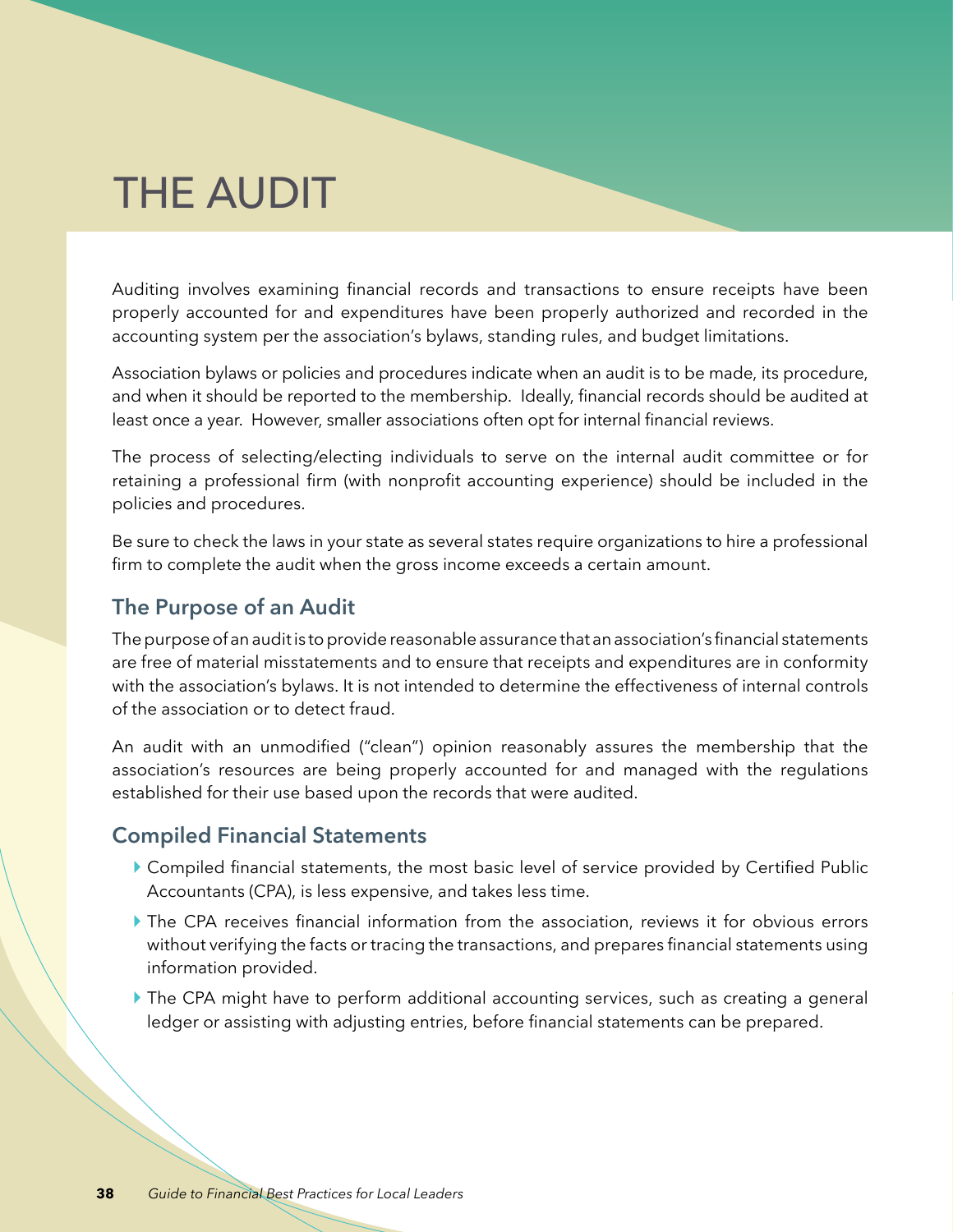# THE AUDIT

Auditing involves examining financial records and transactions to ensure receipts have been properly accounted for and expenditures have been properly authorized and recorded in the accounting system per the association's bylaws, standing rules, and budget limitations.

Association bylaws or policies and procedures indicate when an audit is to be made, its procedure, and when it should be reported to the membership. Ideally, financial records should be audited at least once a year. However, smaller associations often opt for internal financial reviews.

The process of selecting/electing individuals to serve on the internal audit committee or for retaining a professional firm (with nonprofit accounting experience) should be included in the policies and procedures.

Be sure to check the laws in your state as several states require organizations to hire a professional firm to complete the audit when the gross income exceeds a certain amount.

## The Purpose of an Audit

The purpose of an audit is to provide reasonable assurance that an association's financial statements are free of material misstatements and to ensure that receipts and expenditures are in conformity with the association's bylaws. It is not intended to determine the effectiveness of internal controls of the association or to detect fraud.

An audit with an unmodified ("clean") opinion reasonably assures the membership that the association's resources are being properly accounted for and managed with the regulations established for their use based upon the records that were audited.

## Compiled Financial Statements

- Compiled financial statements, the most basic level of service provided by Certified Public Accountants (CPA), is less expensive, and takes less time.
- The CPA receives financial information from the association, reviews it for obvious errors without verifying the facts or tracing the transactions, and prepares financial statements using information provided.
- The CPA might have to perform additional accounting services, such as creating a general ledger or assisting with adjusting entries, before financial statements can be prepared.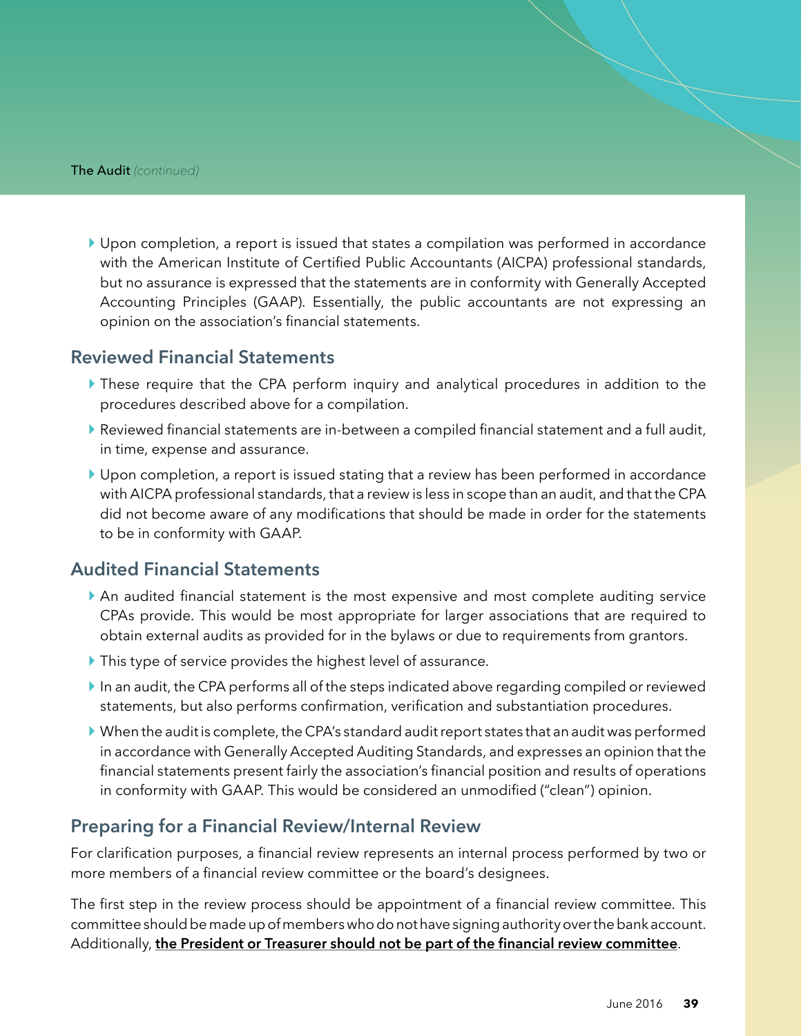- Upon completion, a report is issued that states a compilation was performed in accordance with the American Institute of Certified Public Accountants (AICPA) professional standards, but no assurance is expressed that the statements are in conformity with Generally Accepted Accounting Principles (GAAP). Essentially, the public accountants are not expressing an opinion on the association's financial statements.

## Reviewed Financial Statements

- These require that the CPA perform inquiry and analytical procedures in addition to the procedures described above for a compilation.
- Reviewed financial statements are in-between a compiled financial statement and a full audit, in time, expense and assurance.
- Upon completion, a report is issued stating that a review has been performed in accordance with AICPA professional standards, that a review is less in scope than an audit, and that the CPA did not become aware of any modifications that should be made in order for the statements to be in conformity with GAAP.

## Audited Financial Statements

- An audited financial statement is the most expensive and most complete auditing service CPAs provide. This would be most appropriate for larger associations that are required to obtain external audits as provided for in the bylaws or due to requirements from grantors.
- This type of service provides the highest level of assurance.
- In an audit, the CPA performs all of the steps indicated above regarding compiled or reviewed statements, but also performs confirmation, verification and substantiation procedures.
- When the audit is complete, the CPA's standard audit report states that an audit was performed in accordance with Generally Accepted Auditing Standards, and expresses an opinion that the financial statements present fairly the association's financial position and results of operations in conformity with GAAP. This would be considered an unmodified ("clean") opinion.

## Preparing for a Financial Review/Internal Review

For clarification purposes, a financial review represents an internal process performed by two or more members of a financial review committee or the board's designees.

The first step in the review process should be appointment of a financial review committee. This committee should be made up of members who do not have signing authority over the bank account. Additionally, **the President or Treasurer should not be part of the financial review committee**.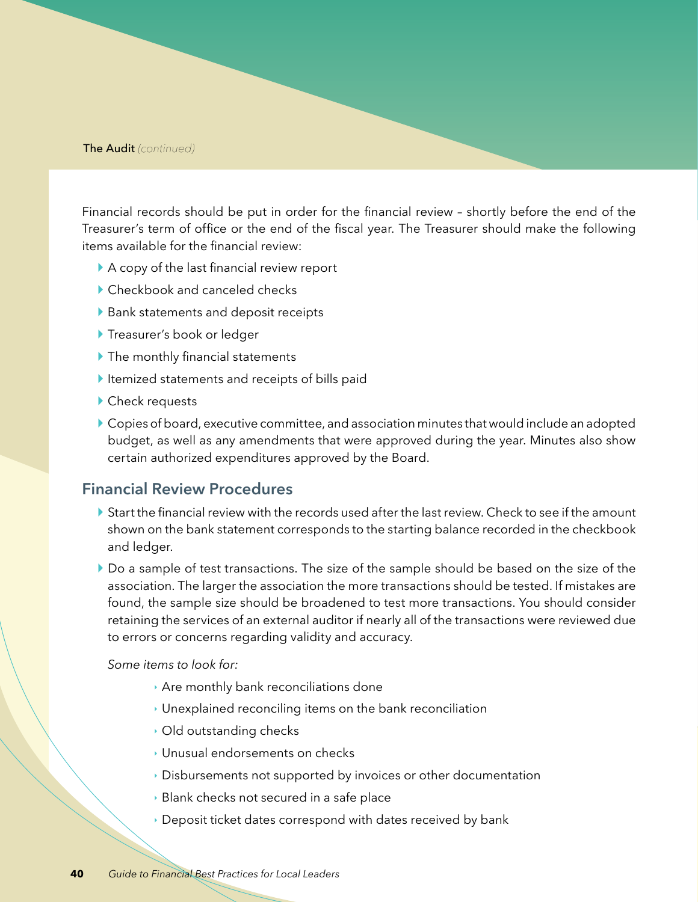Financial records should be put in order for the financial review – shortly before the end of the Treasurer's term of office or the end of the fiscal year. The Treasurer should make the following items available for the financial review:

- A copy of the last financial review report
- Checkbook and canceled checks
- Bank statements and deposit receipts
- Treasurer's book or ledger
- The monthly financial statements
- Itemized statements and receipts of bills paid
- Check requests
- Copies of board, executive committee, and association minutes that would include an adopted budget, as well as any amendments that were approved during the year. Minutes also show certain authorized expenditures approved by the Board.

## Financial Review Procedures

- Start the financial review with the records used after the last review. Check to see if the amount shown on the bank statement corresponds to the starting balance recorded in the checkbook and ledger.
- Do a sample of test transactions. The size of the sample should be based on the size of the association. The larger the association the more transactions should be tested. If mistakes are found, the sample size should be broadened to test more transactions. You should consider retaining the services of an external auditor if nearly all of the transactions were reviewed due to errors or concerns regarding validity and accuracy.

  *Some items to look for:*

    - Are monthly bank reconciliations done
    - Unexplained reconciling items on the bank reconciliation
    - Old outstanding checks
    - Unusual endorsements on checks
    - Disbursements not supported by invoices or other documentation
    - Blank checks not secured in a safe place
    - Deposit ticket dates correspond with dates received by bank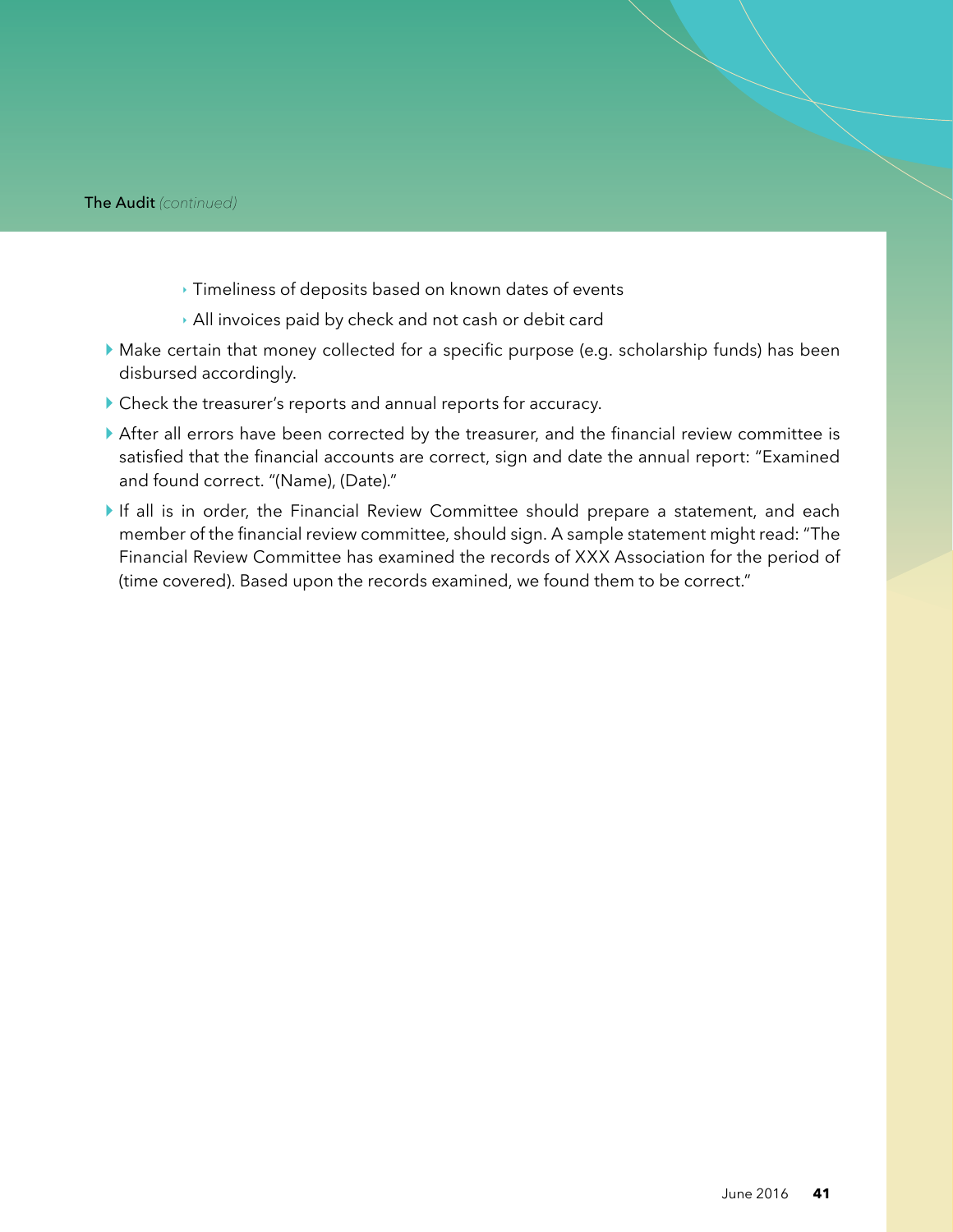- Timeliness of deposits based on known dates of events
  - All invoices paid by check and not cash or debit card
- Make certain that money collected for a specific purpose (e.g. scholarship funds) has been disbursed accordingly.
- Check the treasurer's reports and annual reports for accuracy.
- After all errors have been corrected by the treasurer, and the financial review committee is satisfied that the financial accounts are correct, sign and date the annual report: "Examined and found correct. "(Name), (Date)."
- If all is in order, the Financial Review Committee should prepare a statement, and each member of the financial review committee, should sign. A sample statement might read: "The Financial Review Committee has examined the records of XXX Association for the period of (time covered). Based upon the records examined, we found them to be correct."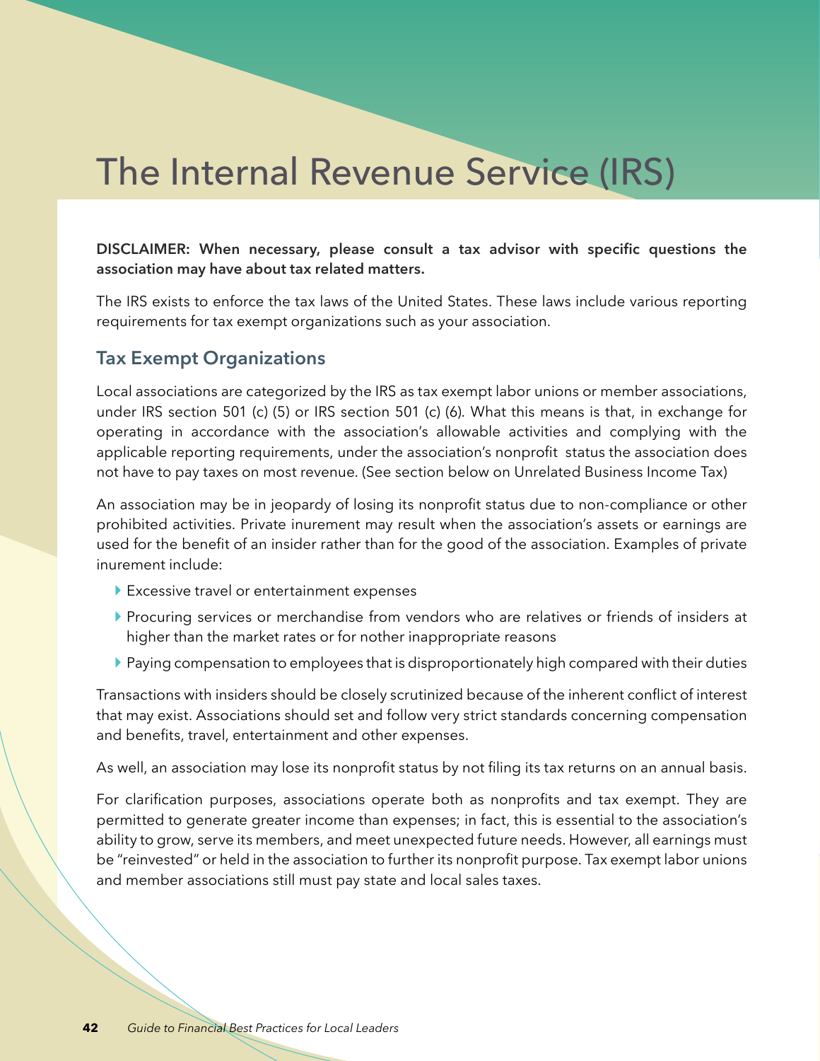# The Internal Revenue Service (IRS)

**DISCLAIMER: When necessary, please consult a tax advisor with specific questions the association may have about tax related matters.**

The IRS exists to enforce the tax laws of the United States. These laws include various reporting requirements for tax exempt organizations such as your association.

## Tax Exempt Organizations

Local associations are categorized by the IRS as tax exempt labor unions or member associations, under IRS section 501 (c) (5) or IRS section 501 (c) (6). What this means is that, in exchange for operating in accordance with the association's allowable activities and complying with the applicable reporting requirements, under the association's nonprofit status the association does not have to pay taxes on most revenue. (See section below on Unrelated Business Income Tax)

An association may be in jeopardy of losing its nonprofit status due to non-compliance or other prohibited activities. Private inurement may result when the association's assets or earnings are used for the benefit of an insider rather than for the good of the association. Examples of private inurement include:

- Excessive travel or entertainment expenses
- Procuring services or merchandise from vendors who are relatives or friends of insiders at higher than the market rates or for nother inappropriate reasons
- Paying compensation to employees that is disproportionately high compared with their duties

Transactions with insiders should be closely scrutinized because of the inherent conflict of interest that may exist. Associations should set and follow very strict standards concerning compensation and benefits, travel, entertainment and other expenses.

As well, an association may lose its nonprofit status by not filing its tax returns on an annual basis.

For clarification purposes, associations operate both as nonprofits and tax exempt. They are permitted to generate greater income than expenses; in fact, this is essential to the association's ability to grow, serve its members, and meet unexpected future needs. However, all earnings must be "reinvested" or held in the association to further its nonprofit purpose. Tax exempt labor unions and member associations still must pay state and local sales taxes.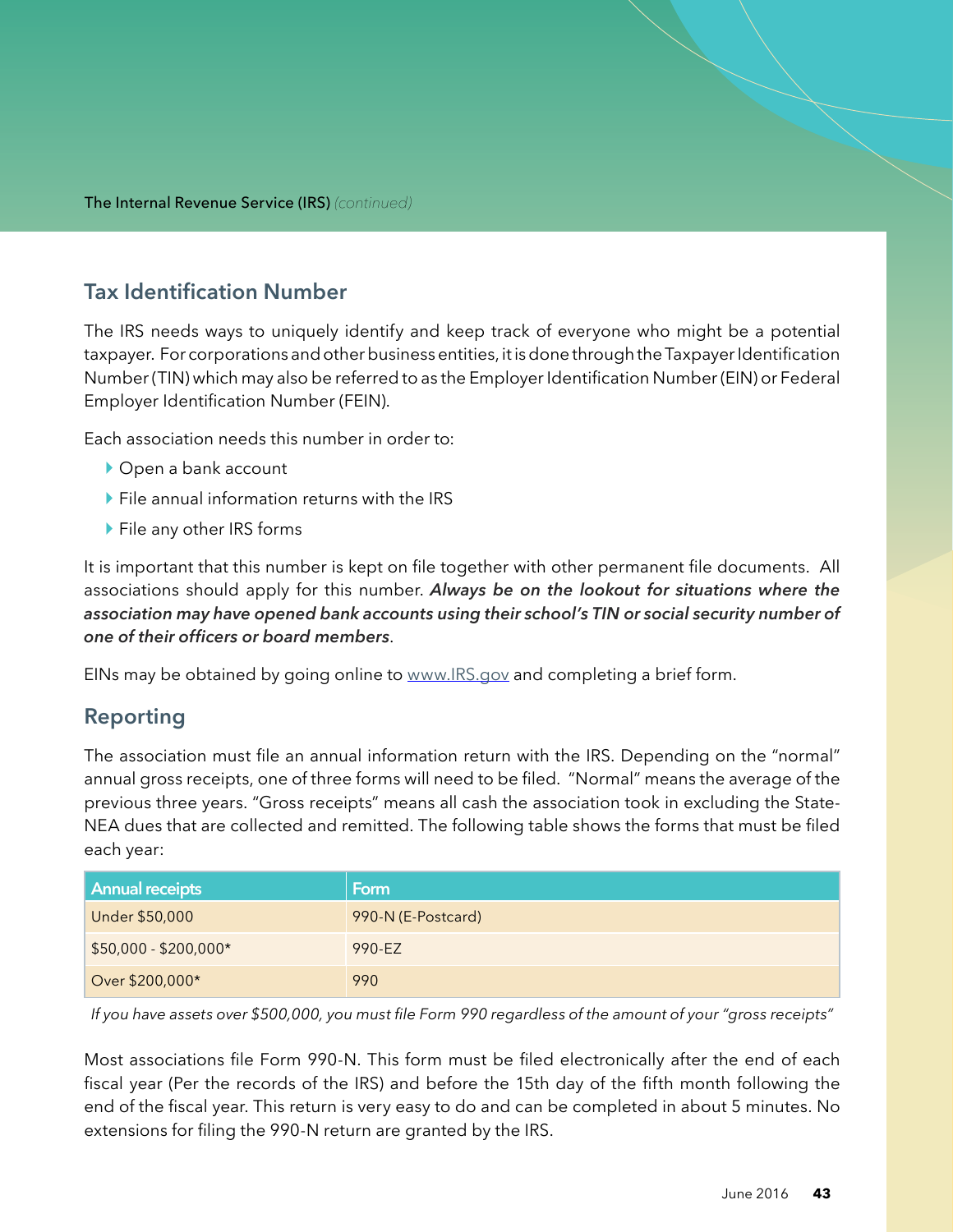The Internal Revenue Service (IRS) *(continued)*

## Tax Identification Number

The IRS needs ways to uniquely identify and keep track of everyone who might be a potential taxpayer. For corporations and other business entities, it is done through the Taxpayer Identification Number (TIN) which may also be referred to as the Employer Identification Number (EIN) or Federal Employer Identification Number (FEIN).

Each association needs this number in order to:

- Open a bank account
- File annual information returns with the IRS
- File any other IRS forms

It is important that this number is kept on file together with other permanent file documents. All associations should apply for this number. ***Always be on the lookout for situations where the association may have opened bank accounts using their school's TIN or social security number of one of their officers or board members***.

EINs may be obtained by going online to www.IRS.gov and completing a brief form.

## Reporting

The association must file an annual information return with the IRS. Depending on the "normal" annual gross receipts, one of three forms will need to be filed. "Normal" means the average of the previous three years. "Gross receipts" means all cash the association took in excluding the State-NEA dues that are collected and remitted. The following table shows the forms that must be filed each year:

| Annual receipts | Form |
|---|---|
| Under $50,000 | 990-N (E-Postcard) |
| $50,000 - $200,000* | 990-EZ |
| Over $200,000* | 990 |

*If you have assets over $500,000, you must file Form 990 regardless of the amount of your "gross receipts"*

Most associations file Form 990-N. This form must be filed electronically after the end of each fiscal year (Per the records of the IRS) and before the 15th day of the fifth month following the end of the fiscal year. This return is very easy to do and can be completed in about 5 minutes. No extensions for filing the 990-N return are granted by the IRS.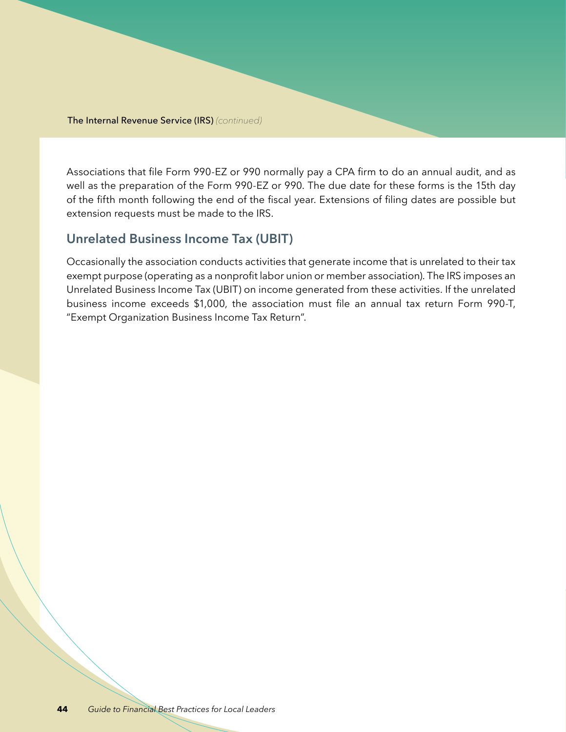Associations that file Form 990-EZ or 990 normally pay a CPA firm to do an annual audit, and as well as the preparation of the Form 990-EZ or 990. The due date for these forms is the 15th day of the fifth month following the end of the fiscal year. Extensions of filing dates are possible but extension requests must be made to the IRS.

## Unrelated Business Income Tax (UBIT)

Occasionally the association conducts activities that generate income that is unrelated to their tax exempt purpose (operating as a nonprofit labor union or member association). The IRS imposes an Unrelated Business Income Tax (UBIT) on income generated from these activities. If the unrelated business income exceeds $1,000, the association must file an annual tax return Form 990-T, "Exempt Organization Business Income Tax Return".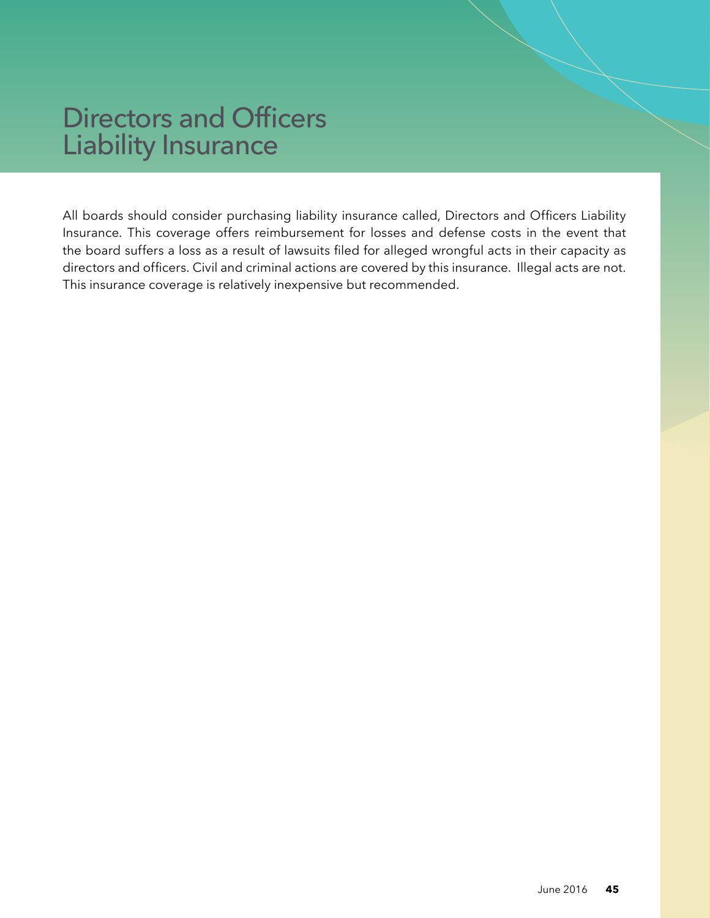# Directors and Officers Liability Insurance

All boards should consider purchasing liability insurance called, Directors and Officers Liability Insurance. This coverage offers reimbursement for losses and defense costs in the event that the board suffers a loss as a result of lawsuits filed for alleged wrongful acts in their capacity as directors and officers. Civil and criminal actions are covered by this insurance. Illegal acts are not. This insurance coverage is relatively inexpensive but recommended.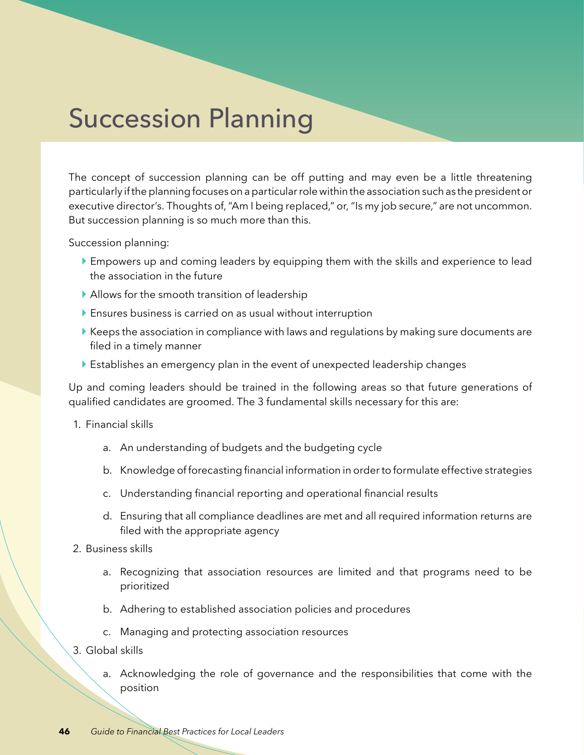# Succession Planning

The concept of succession planning can be off putting and may even be a little threatening particularly if the planning focuses on a particular role within the association such as the president or executive director's. Thoughts of, "Am I being replaced," or, "Is my job secure," are not uncommon. But succession planning is so much more than this.

Succession planning:

- Empowers up and coming leaders by equipping them with the skills and experience to lead the association in the future
- Allows for the smooth transition of leadership
- Ensures business is carried on as usual without interruption
- Keeps the association in compliance with laws and regulations by making sure documents are filed in a timely manner
- Establishes an emergency plan in the event of unexpected leadership changes

Up and coming leaders should be trained in the following areas so that future generations of qualified candidates are groomed. The 3 fundamental skills necessary for this are:

1. Financial skills
    a. An understanding of budgets and the budgeting cycle
    b. Knowledge of forecasting financial information in order to formulate effective strategies
    c. Understanding financial reporting and operational financial results
    d. Ensuring that all compliance deadlines are met and all required information returns are filed with the appropriate agency
2. Business skills
    a. Recognizing that association resources are limited and that programs need to be prioritized
    b. Adhering to established association policies and procedures
    c. Managing and protecting association resources
3. Global skills
    a. Acknowledging the role of governance and the responsibilities that come with the position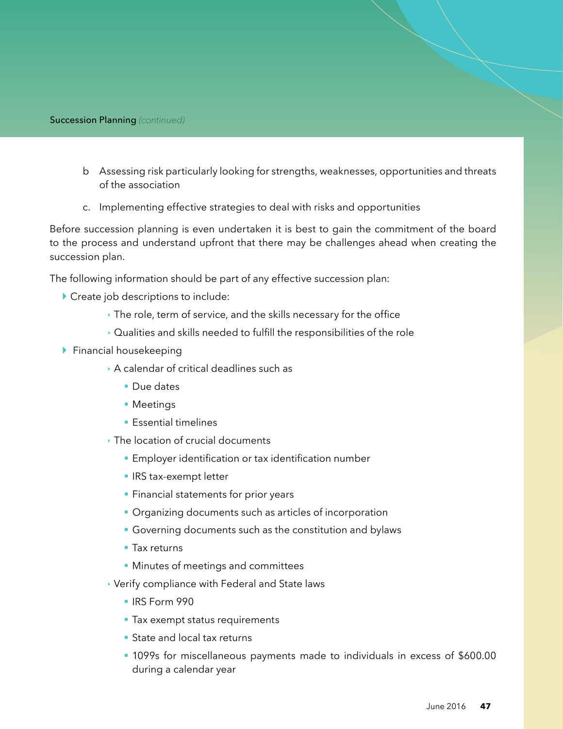b Assessing risk particularly looking for strengths, weaknesses, opportunities and threats of the association

c. Implementing effective strategies to deal with risks and opportunities

Before succession planning is even undertaken it is best to gain the commitment of the board to the process and understand upfront that there may be challenges ahead when creating the succession plan.

The following information should be part of any effective succession plan:

- Create job descriptions to include:
  - The role, term of service, and the skills necessary for the office
  - Qualities and skills needed to fulfill the responsibilities of the role
- Financial housekeeping
  - A calendar of critical deadlines such as
    - Due dates
    - Meetings
    - Essential timelines
  - The location of crucial documents
    - Employer identification or tax identification number
    - IRS tax-exempt letter
    - Financial statements for prior years
    - Organizing documents such as articles of incorporation
    - Governing documents such as the constitution and bylaws
    - Tax returns
    - Minutes of meetings and committees
  - Verify compliance with Federal and State laws
    - IRS Form 990
    - Tax exempt status requirements
    - State and local tax returns
    - 1099s for miscellaneous payments made to individuals in excess of $600.00 during a calendar year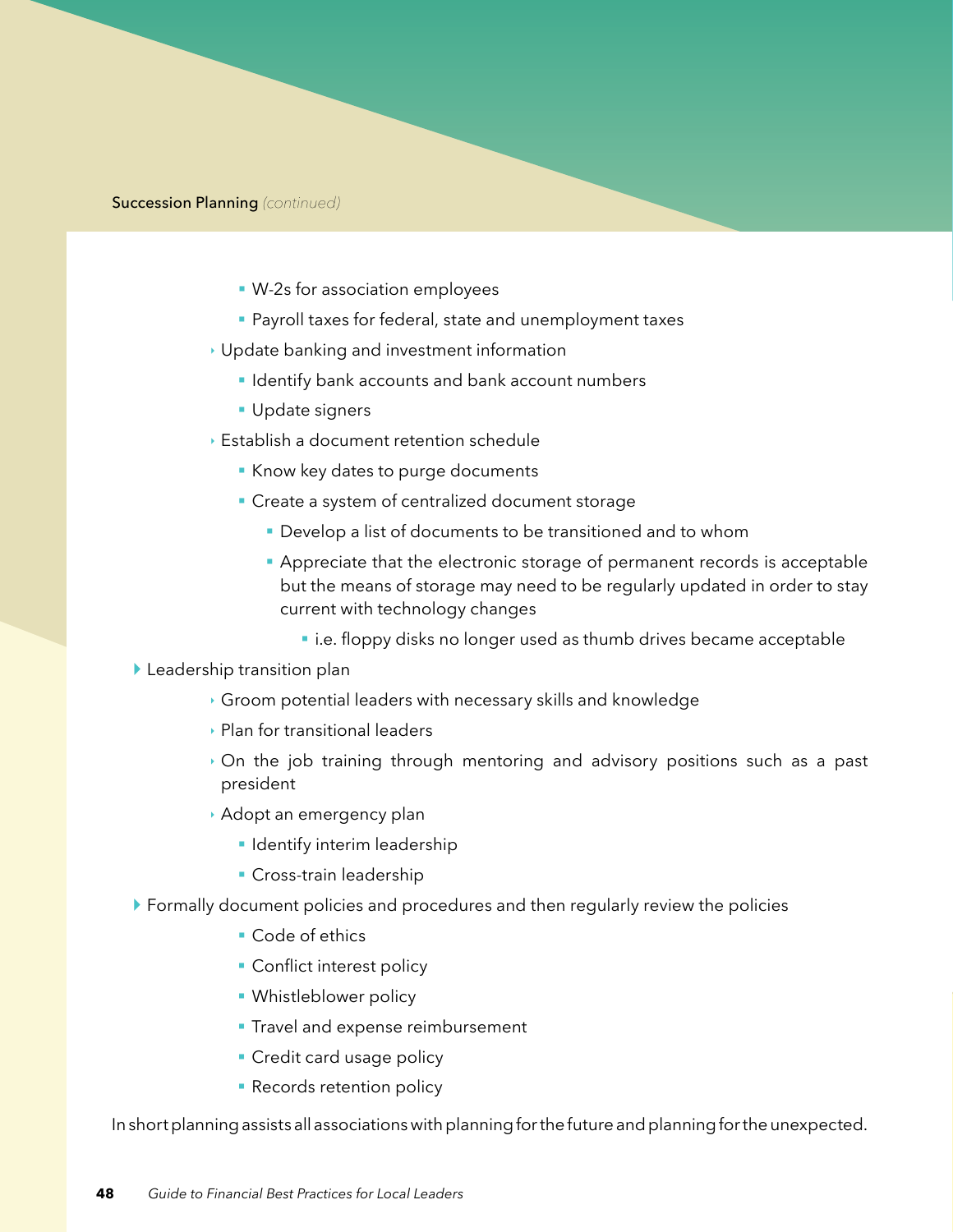**Succession Planning** *(continued)*

- W-2s for association employees
- Payroll taxes for federal, state and unemployment taxes

- Update banking and investment information
  - Identify bank accounts and bank account numbers
  - Update signers
- Establish a document retention schedule
  - Know key dates to purge documents
  - Create a system of centralized document storage
    - Develop a list of documents to be transitioned and to whom
    - Appreciate that the electronic storage of permanent records is acceptable but the means of storage may need to be regularly updated in order to stay current with technology changes
      - i.e. floppy disks no longer used as thumb drives became acceptable

- Leadership transition plan
  - Groom potential leaders with necessary skills and knowledge
  - Plan for transitional leaders
  - On the job training through mentoring and advisory positions such as a past president
  - Adopt an emergency plan
    - Identify interim leadership
    - Cross-train leadership
- Formally document policies and procedures and then regularly review the policies
  - Code of ethics
  - Conflict interest policy
  - Whistleblower policy
  - Travel and expense reimbursement
  - Credit card usage policy
  - Records retention policy

In short planning assists all associations with planning for the future and planning for the unexpected.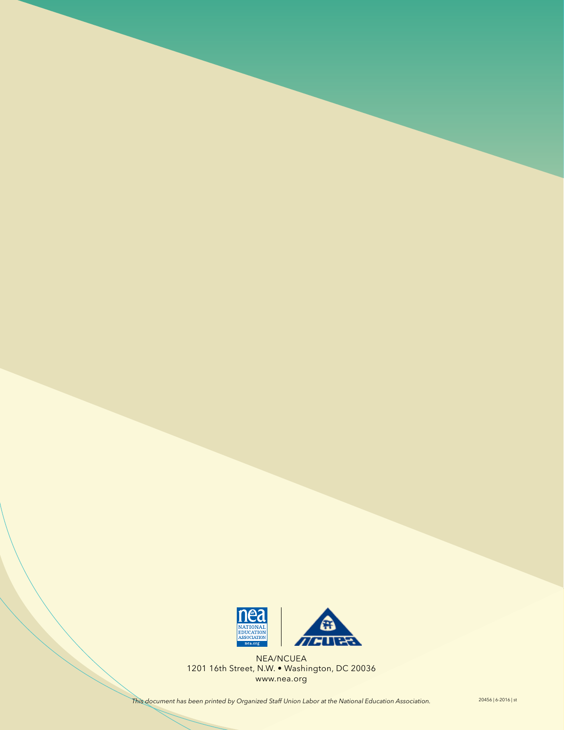NEA/NCUEA
1201 16th Street, N.W. • Washington, DC 20036
www.nea.org

*This document has been printed by Organized Staff Union Labor at the National Education Association.*

20456 | 6-2016 | st